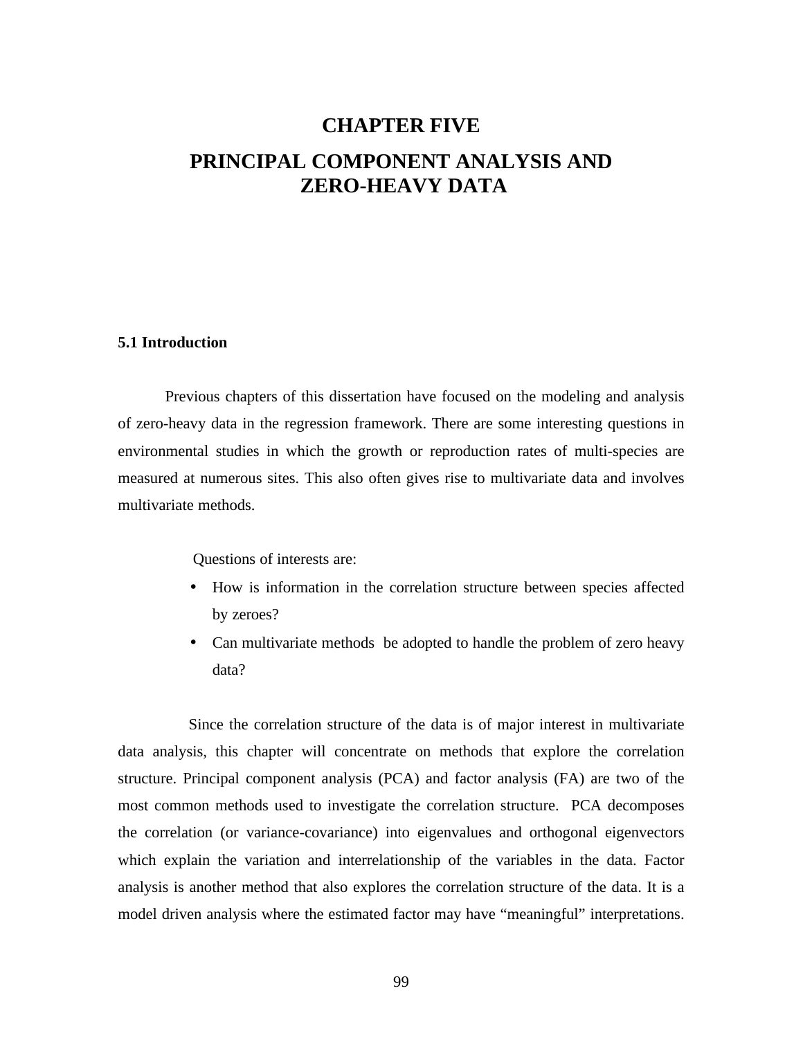# CHAPTER FIVE

# PRINCIPAL COMPONENT ANALYSIS AND ZERO-HEAVY DATA

## 5.1 Introduction

Previous chapters of this dissertation have focused on the modeling and analysis of zero-heavy data in the regression framework. There are some interesting questions in environmental studies in which the growth or reproduction rates of multi-species are measured at numerous sites. This also often gives rise to multivariate data and involves multivariate methods.

Questions of interests are:

- How is information in the correlation structure between species affected by zeroes?
- Can multivariate methods be adopted to handle the problem of zero heavy data?

Since the correlation structure of the data is of major interest in multivariate data analysis, this chapter will concentrate on methods that explore the correlation structure. Principal component analysis (PCA) and factor analysis (FA) are two of the most common methods used to investigate the correlation structure. PCA decomposes the correlation (or variance-covariance) into eigenvalues and orthogonal eigenvectors which explain the variation and interrelationship of the variables in the data. Factor analysis is another method that also explores the correlation structure of the data. It is a model driven analysis where the estimated factor may have "meaningful" interpretations.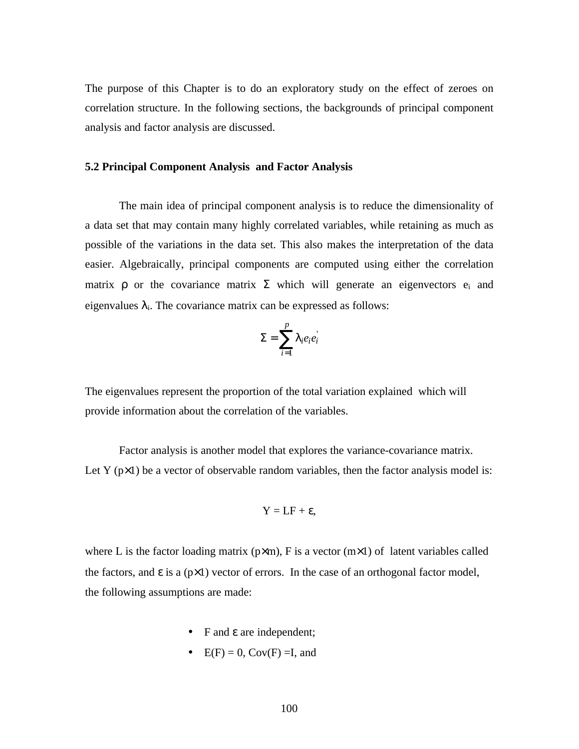The purpose of this Chapter is to do an exploratory study on the effect of zeroes on correlation structure. In the following sections, the backgrounds of principal component analysis and factor analysis are discussed.

### 5.2 Principal Component Analysis and Factor Analysis

The main idea of principal component analysis is to reduce the dimensionality of a data set that may contain many highly correlated variables, while retaining as much as possible of the variations in the data set. This also makes the interpretation of the data easier. Algebraically, principal components are computed using either the correlation matrix $\rho$ or the covariance matrix $\Sigma$ which will generate an eigenvectors $e_i$ and eigenvalues $\lambda_i$. The covariance matrix can be expressed as follows:

$$\Sigma = \sum_{i=1}^{p} \lambda_i e_i e_i^{'}$$

The eigenvalues represent the proportion of the total variation explained which will provide information about the correlation of the variables.

Factor analysis is another model that explores the variance-covariance matrix. Let Y ($p \times 1$) be a vector of observable random variables, then the factor analysis model is:

$$Y = LF + \varepsilon,$$

where L is the factor loading matrix ($p \times m$), F is a vector ($m \times 1$) of latent variables called the factors, and $\varepsilon$ is a ($p \times 1$) vector of errors. In the case of an orthogonal factor model, the following assumptions are made:

- F and $\varepsilon$ are independent;
- $E(F) = 0$, $Cov(F) = I$, and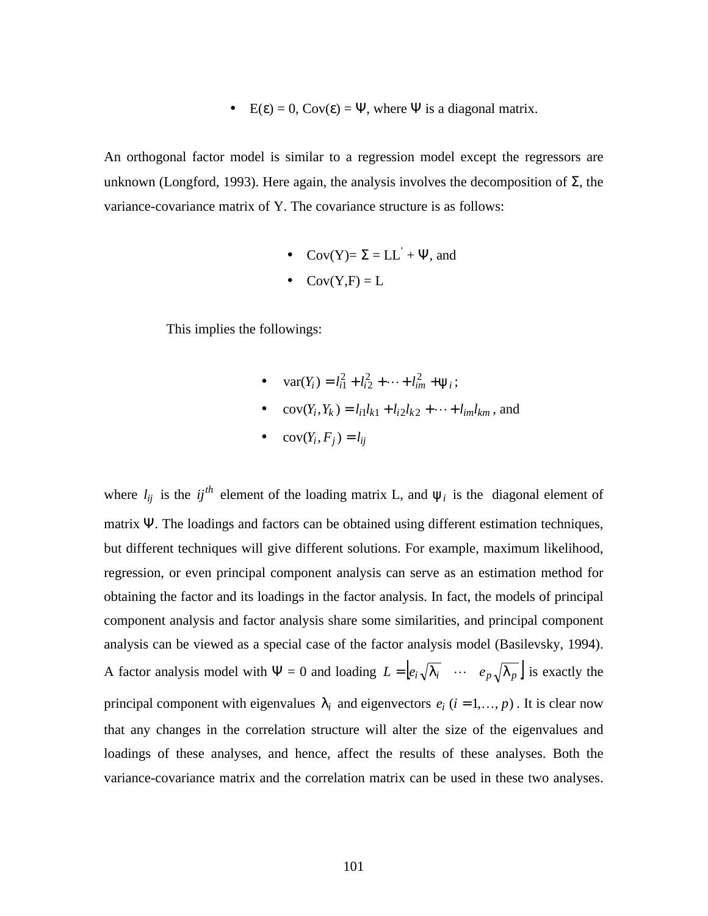- $E(\varepsilon) = 0$, $Cov(\varepsilon) = \Psi$, where $\Psi$ is a diagonal matrix.

An orthogonal factor model is similar to a regression model except the regressors are unknown (Longford, 1993). Here again, the analysis involves the decomposition of $\Sigma$, the variance-covariance matrix of Y. The covariance structure is as follows:

- $Cov(Y) = \Sigma = LL' + \Psi$, and
- $Cov(Y,F) = L$

This implies the followings:

- $\text{var}(Y_i) = l_{i1}^2 + l_{i2}^2 + \cdots + l_{im}^2 + \psi_i$;
- $\text{cov}(Y_i, Y_k) = l_{i1}l_{k1} + l_{i2}l_{k2} + \cdots + l_{im}l_{km}$, and
- $\text{cov}(Y_i, F_j) = l_{ij}$

where $l_{ij}$ is the $ij^{th}$ element of the loading matrix L, and $\psi_i$ is the diagonal element of matrix $\Psi$. The loadings and factors can be obtained using different estimation techniques, but different techniques will give different solutions. For example, maximum likelihood, regression, or even principal component analysis can serve as an estimation method for obtaining the factor and its loadings in the factor analysis. In fact, the models of principal component analysis and factor analysis share some similarities, and principal component analysis can be viewed as a special case of the factor analysis model (Basilevsky, 1994). A factor analysis model with $\Psi = 0$ and loading $L = \left[ e_i \sqrt{\lambda_i} \quad \cdots \quad e_p \sqrt{\lambda_p} \right]$ is exactly the principal component with eigenvalues $\lambda_i$ and eigenvectors $e_i$ $(i = 1, \ldots, p)$. It is clear now that any changes in the correlation structure will alter the size of the eigenvalues and loadings of these analyses, and hence, affect the results of these analyses. Both the variance-covariance matrix and the correlation matrix can be used in these two analyses.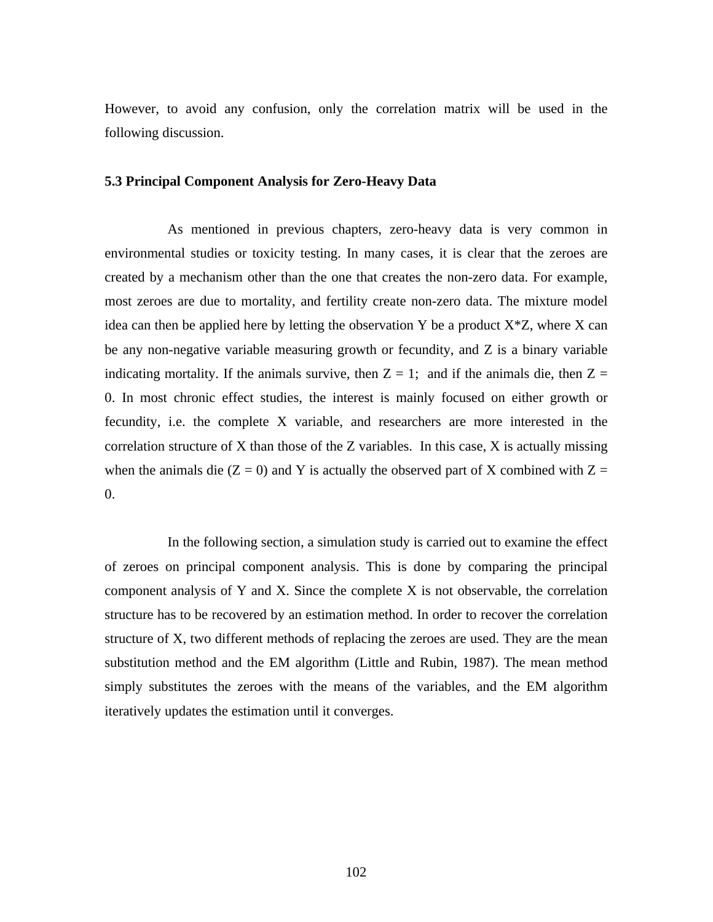However, to avoid any confusion, only the correlation matrix will be used in the following discussion.

### 5.3 Principal Component Analysis for Zero-Heavy Data

As mentioned in previous chapters, zero-heavy data is very common in environmental studies or toxicity testing. In many cases, it is clear that the zeroes are created by a mechanism other than the one that creates the non-zero data. For example, most zeroes are due to mortality, and fertility create non-zero data. The mixture model idea can then be applied here by letting the observation Y be a product X*Z, where X can be any non-negative variable measuring growth or fecundity, and Z is a binary variable indicating mortality. If the animals survive, then $Z = 1$; and if the animals die, then $Z = 0$. In most chronic effect studies, the interest is mainly focused on either growth or fecundity, i.e. the complete X variable, and researchers are more interested in the correlation structure of X than those of the Z variables. In this case, X is actually missing when the animals die ($Z = 0$) and Y is actually the observed part of X combined with $Z = 0$.

In the following section, a simulation study is carried out to examine the effect of zeroes on principal component analysis. This is done by comparing the principal component analysis of Y and X. Since the complete X is not observable, the correlation structure has to be recovered by an estimation method. In order to recover the correlation structure of X, two different methods of replacing the zeroes are used. They are the mean substitution method and the EM algorithm (Little and Rubin, 1987). The mean method simply substitutes the zeroes with the means of the variables, and the EM algorithm iteratively updates the estimation until it converges.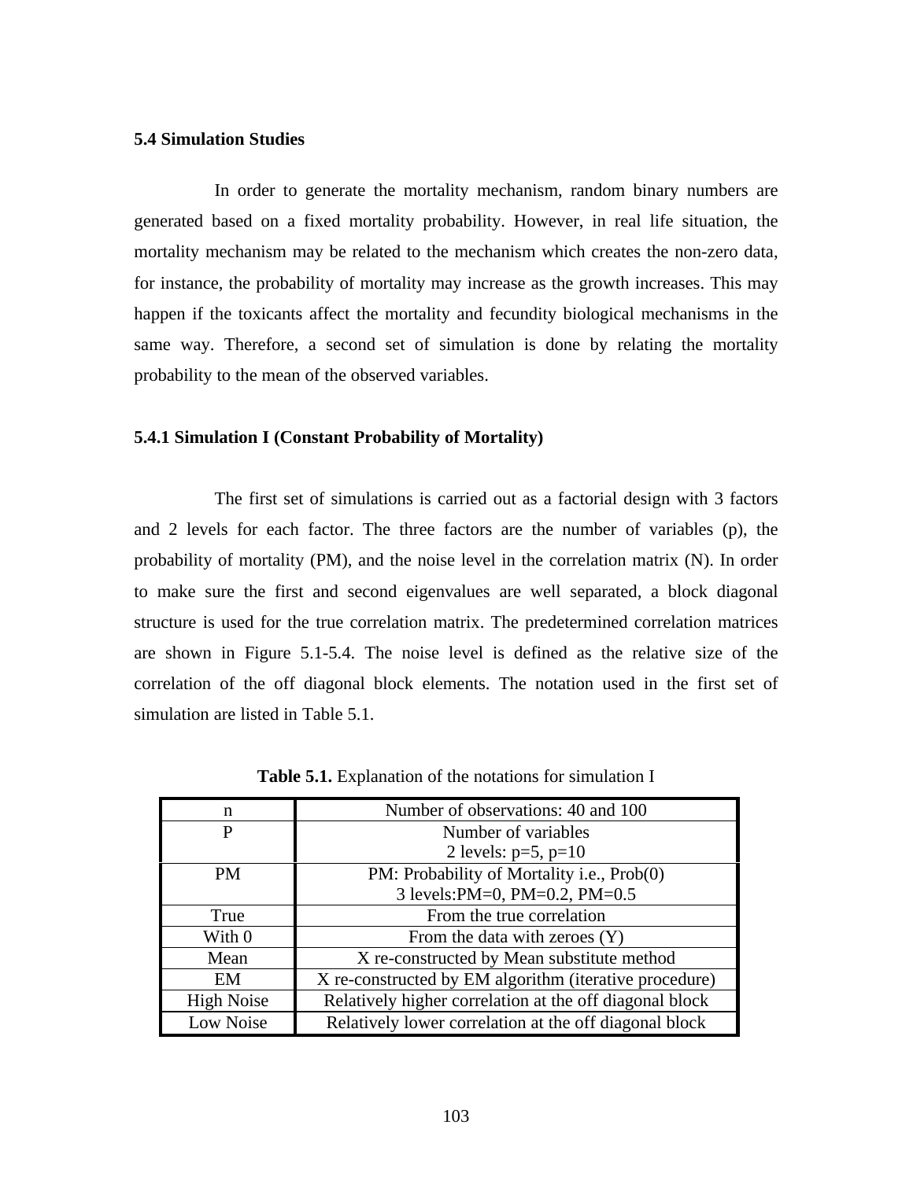### 5.4 Simulation Studies

In order to generate the mortality mechanism, random binary numbers are generated based on a fixed mortality probability. However, in real life situation, the mortality mechanism may be related to the mechanism which creates the non-zero data, for instance, the probability of mortality may increase as the growth increases. This may happen if the toxicants affect the mortality and fecundity biological mechanisms in the same way. Therefore, a second set of simulation is done by relating the mortality probability to the mean of the observed variables.

#### 5.4.1 Simulation I (Constant Probability of Mortality)

The first set of simulations is carried out as a factorial design with 3 factors and 2 levels for each factor. The three factors are the number of variables (p), the probability of mortality (PM), and the noise level in the correlation matrix (N). In order to make sure the first and second eigenvalues are well separated, a block diagonal structure is used for the true correlation matrix. The predetermined correlation matrices are shown in Figure 5.1-5.4. The noise level is defined as the relative size of the correlation of the off diagonal block elements. The notation used in the first set of simulation are listed in Table 5.1.

**Table 5.1.** Explanation of the notations for simulation I

| n | Number of observations: 40 and 100 |
|---|---|
| P | Number of variables<br>2 levels: p=5, p=10 |
| PM | PM: Probability of Mortality i.e., Prob(0)<br>3 levels:PM=0, PM=0.2, PM=0.5 |
| True | From the true correlation |
| With 0 | From the data with zeroes (Y) |
| Mean | X re-constructed by Mean substitute method |
| EM | X re-constructed by EM algorithm (iterative procedure) |
| High Noise | Relatively higher correlation at the off diagonal block |
| Low Noise | Relatively lower correlation at the off diagonal block |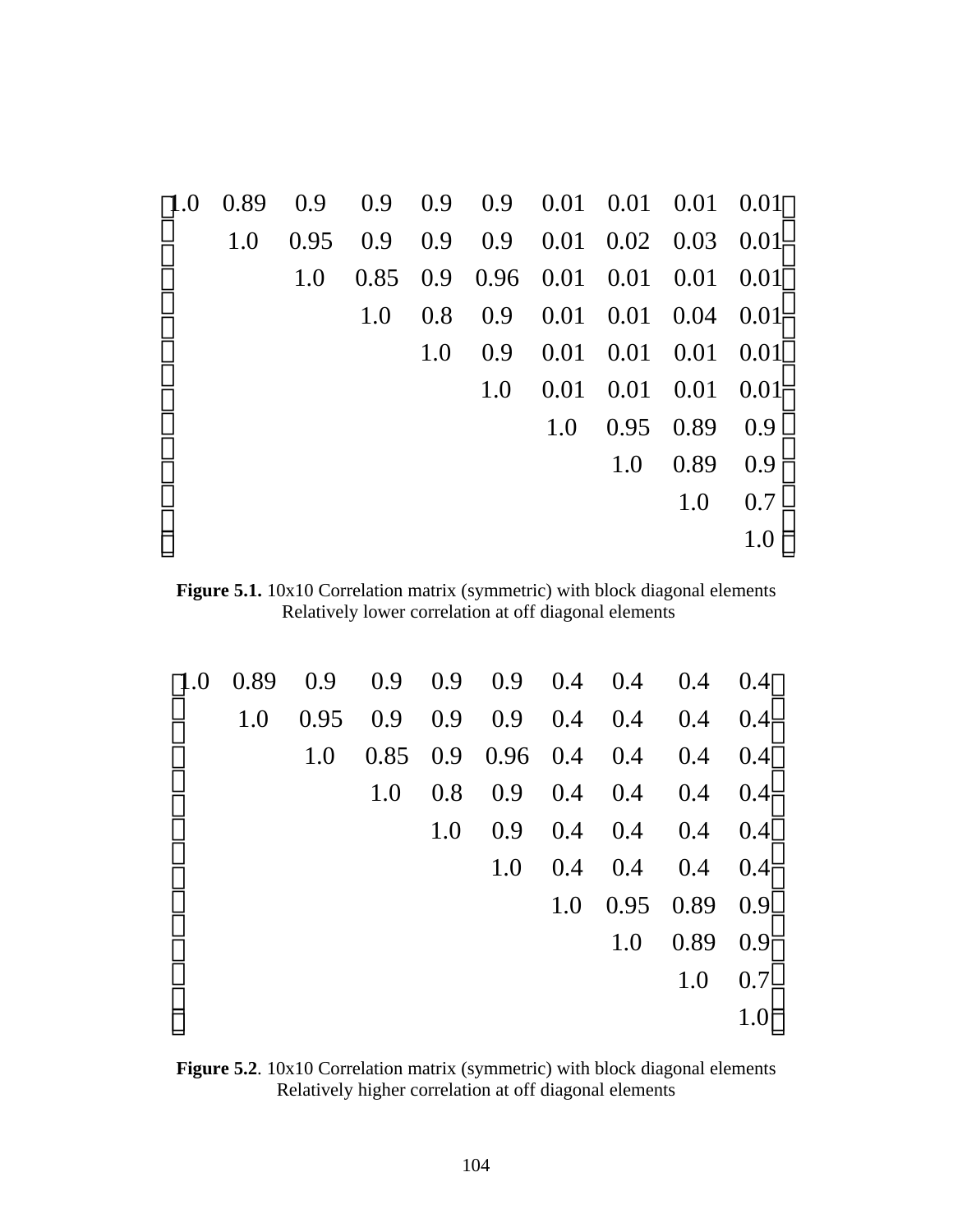$$
\begin{bmatrix}
1.0 & 0.89 & 0.9 & 0.9 & 0.9 & 0.9 & 0.01 & 0.01 & 0.01 & 0.01 \\
 & 1.0 & 0.95 & 0.9 & 0.9 & 0.9 & 0.01 & 0.02 & 0.03 & 0.01 \\
 & & 1.0 & 0.85 & 0.9 & 0.96 & 0.01 & 0.01 & 0.01 & 0.01 \\
 & & & 1.0 & 0.8 & 0.9 & 0.01 & 0.01 & 0.04 & 0.01 \\
 & & & & 1.0 & 0.9 & 0.01 & 0.01 & 0.01 & 0.01 \\
 & & & & & 1.0 & 0.01 & 0.01 & 0.01 & 0.01 \\
 & & & & & & 1.0 & 0.95 & 0.89 & 0.9 \\
 & & & & & & & 1.0 & 0.89 & 0.9 \\
 & & & & & & & & 1.0 & 0.7 \\
 & & & & & & & & & 1.0
\end{bmatrix}
$$

**Figure 5.1.** 10x10 Correlation matrix (symmetric) with block diagonal elements Relatively lower correlation at off diagonal elements

$$
\begin{bmatrix}
1.0 & 0.89 & 0.9 & 0.9 & 0.9 & 0.9 & 0.4 & 0.4 & 0.4 & 0.4 \\
 & 1.0 & 0.95 & 0.9 & 0.9 & 0.9 & 0.4 & 0.4 & 0.4 & 0.4 \\
 & & 1.0 & 0.85 & 0.9 & 0.96 & 0.4 & 0.4 & 0.4 & 0.4 \\
 & & & 1.0 & 0.8 & 0.9 & 0.4 & 0.4 & 0.4 & 0.4 \\
 & & & & 1.0 & 0.9 & 0.4 & 0.4 & 0.4 & 0.4 \\
 & & & & & 1.0 & 0.4 & 0.4 & 0.4 & 0.4 \\
 & & & & & & 1.0 & 0.95 & 0.89 & 0.9 \\
 & & & & & & & 1.0 & 0.89 & 0.9 \\
 & & & & & & & & 1.0 & 0.7 \\
 & & & & & & & & & 1.0
\end{bmatrix}
$$

**Figure 5.2**. 10x10 Correlation matrix (symmetric) with block diagonal elements Relatively higher correlation at off diagonal elements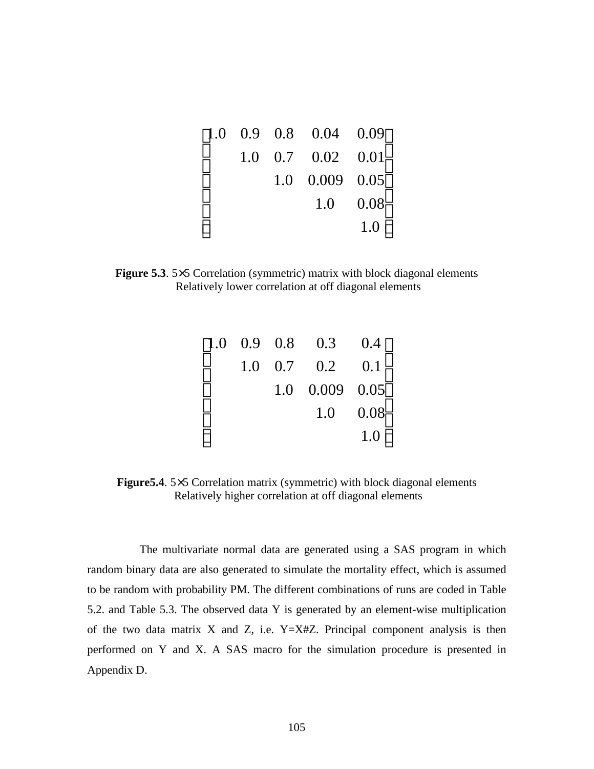$$
\begin{bmatrix}
1.0 & 0.9 & 0.8 & 0.04 & 0.09 \\
 & 1.0 & 0.7 & 0.02 & 0.01 \\
 & & 1.0 & 0.009 & 0.05 \\
 & & & 1.0 & 0.08 \\
 & & & & 1.0
\end{bmatrix}
$$

**Figure 5.3**. 5×5 Correlation (symmetric) matrix with block diagonal elements Relatively lower correlation at off diagonal elements

$$
\begin{bmatrix}
1.0 & 0.9 & 0.8 & 0.3 & 0.4 \\
 & 1.0 & 0.7 & 0.2 & 0.1 \\
 & & 1.0 & 0.009 & 0.05 \\
 & & & 1.0 & 0.08 \\
 & & & & 1.0
\end{bmatrix}
$$

**Figure5.4**. 5×5 Correlation matrix (symmetric) with block diagonal elements Relatively higher correlation at off diagonal elements

The multivariate normal data are generated using a SAS program in which random binary data are also generated to simulate the mortality effect, which is assumed to be random with probability PM. The different combinations of runs are coded in Table 5.2. and Table 5.3. The observed data Y is generated by an element-wise multiplication of the two data matrix X and Z, i.e. Y=X#Z. Principal component analysis is then performed on Y and X. A SAS macro for the simulation procedure is presented in Appendix D.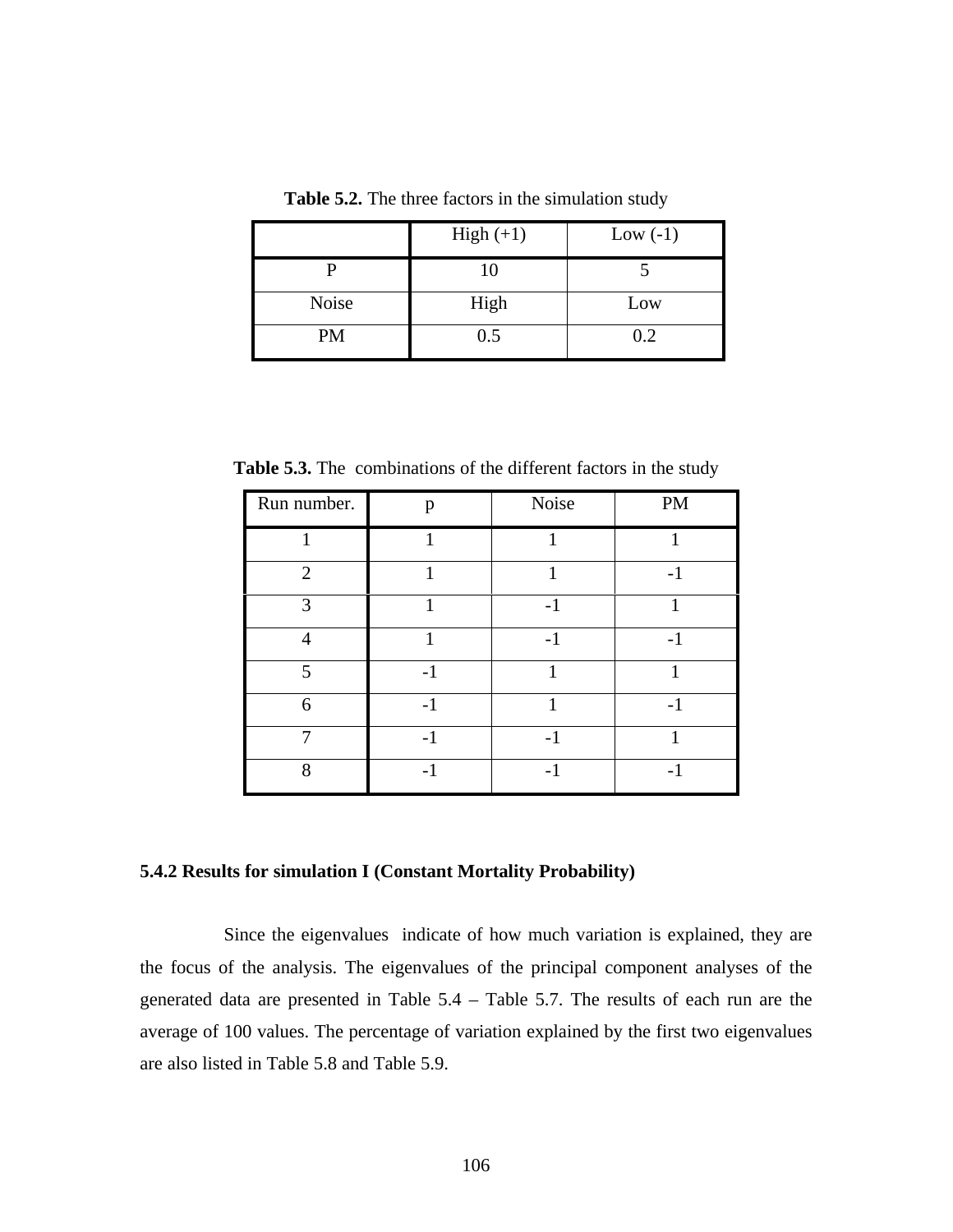**Table 5.2.** The three factors in the simulation study

| | High (+1) | Low (-1) |
|---|---|---|
| P | 10 | 5 |
| Noise | High | Low |
| PM | 0.5 | 0.2 |

**Table 5.3.** The combinations of the different factors in the study

| Run number. | p | Noise | PM |
|---|---|---|---|
| 1 | 1 | 1 | 1 |
| 2 | 1 | 1 | -1 |
| 3 | 1 | -1 | 1 |
| 4 | 1 | -1 | -1 |
| 5 | -1 | 1 | 1 |
| 6 | -1 | 1 | -1 |
| 7 | -1 | -1 | 1 |
| 8 | -1 | -1 | -1 |

### 5.4.2 Results for simulation I (Constant Mortality Probability)

Since the eigenvalues indicate of how much variation is explained, they are the focus of the analysis. The eigenvalues of the principal component analyses of the generated data are presented in Table 5.4 – Table 5.7. The results of each run are the average of 100 values. The percentage of variation explained by the first two eigenvalues are also listed in Table 5.8 and Table 5.9.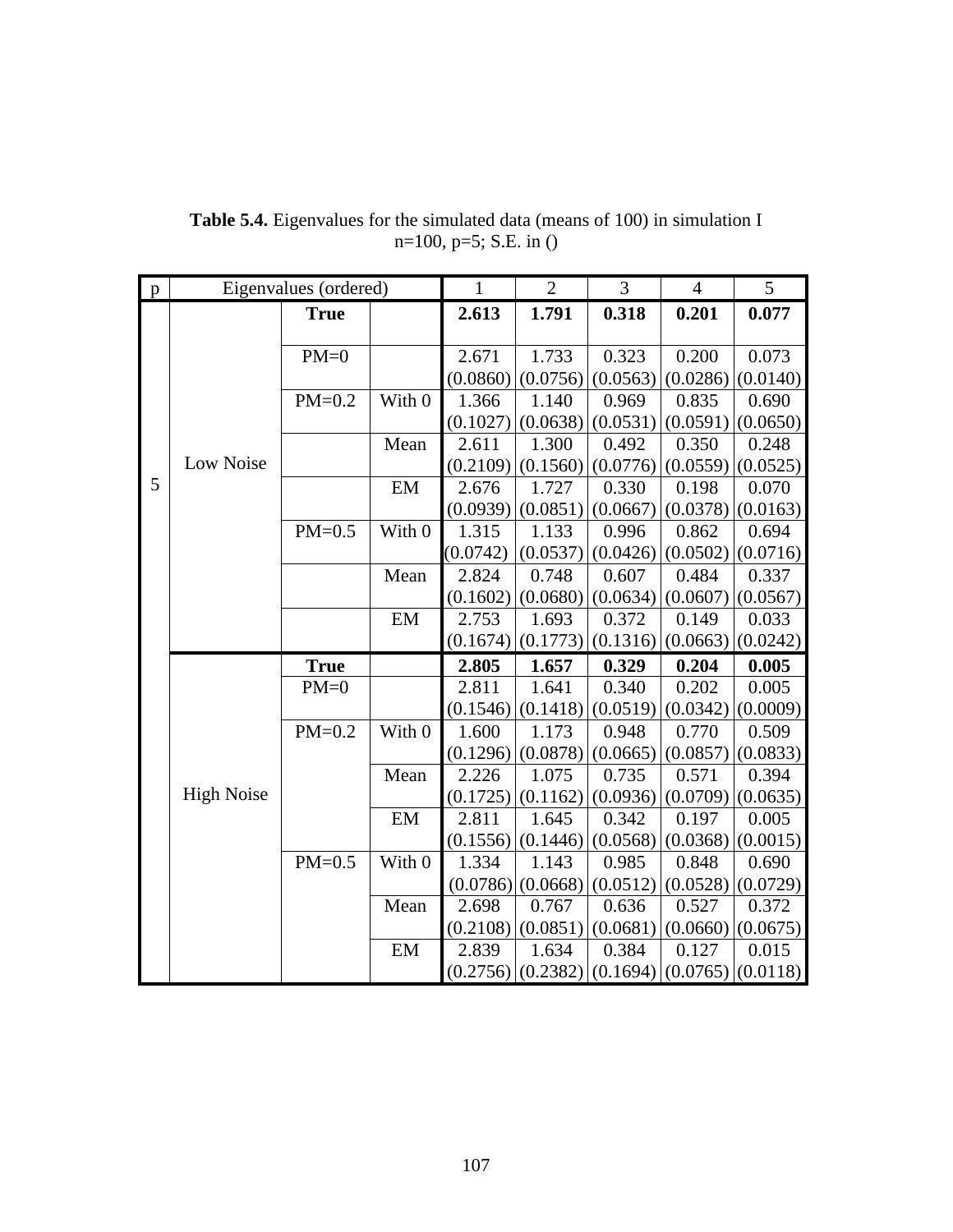**Table 5.4.** Eigenvalues for the simulated data (means of 100) in simulation I
n=100, p=5; S.E. in ()

| p | Eigenvalues (ordered) | | | 1 | 2 | 3 | 4 | 5 |
|---|---|---|---|---|---|---|---|---|
| 5 | Low Noise | **True** | | **2.613** | **1.791** | **0.318** | **0.201** | **0.077** |
| | | PM=0 | | 2.671 (0.0860) | 1.733 (0.0756) | 0.323 (0.0563) | 0.200 (0.0286) | 0.073 (0.0140) |
| | | PM=0.2 | With 0 | 1.366 (0.1027) | 1.140 (0.0638) | 0.969 (0.0531) | 0.835 (0.0591) | 0.690 (0.0650) |
| | | | Mean | 2.611 (0.2109) | 1.300 (0.1560) | 0.492 (0.0776) | 0.350 (0.0559) | 0.248 (0.0525) |
| | | | EM | 2.676 (0.0939) | 1.727 (0.0851) | 0.330 (0.0667) | 0.198 (0.0378) | 0.070 (0.0163) |
| | | PM=0.5 | With 0 | 1.315 (0.0742) | 1.133 (0.0537) | 0.996 (0.0426) | 0.862 (0.0502) | 0.694 (0.0716) |
| | | | Mean | 2.824 (0.1602) | 0.748 (0.0680) | 0.607 (0.0634) | 0.484 (0.0607) | 0.337 (0.0567) |
| | | | EM | 2.753 (0.1674) | 1.693 (0.1773) | 0.372 (0.1316) | 0.149 (0.0663) | 0.033 (0.0242) |
| | High Noise | **True** | | **2.805** | **1.657** | **0.329** | **0.204** | **0.005** |
| | | PM=0 | | 2.811 (0.1546) | 1.641 (0.1418) | 0.340 (0.0519) | 0.202 (0.0342) | 0.005 (0.0009) |
| | | PM=0.2 | With 0 | 1.600 (0.1296) | 1.173 (0.0878) | 0.948 (0.0665) | 0.770 (0.0857) | 0.509 (0.0833) |
| | | | Mean | 2.226 (0.1725) | 1.075 (0.1162) | 0.735 (0.0936) | 0.571 (0.0709) | 0.394 (0.0635) |
| | | | EM | 2.811 (0.1556) | 1.645 (0.1446) | 0.342 (0.0568) | 0.197 (0.0368) | 0.005 (0.0015) |
| | | PM=0.5 | With 0 | 1.334 (0.0786) | 1.143 (0.0668) | 0.985 (0.0512) | 0.848 (0.0528) | 0.690 (0.0729) |
| | | | Mean | 2.698 (0.2108) | 0.767 (0.0851) | 0.636 (0.0681) | 0.527 (0.0660) | 0.372 (0.0675) |
| | | | EM | 2.839 (0.2756) | 1.634 (0.2382) | 0.384 (0.1694) | 0.127 (0.0765) | 0.015 (0.0118) |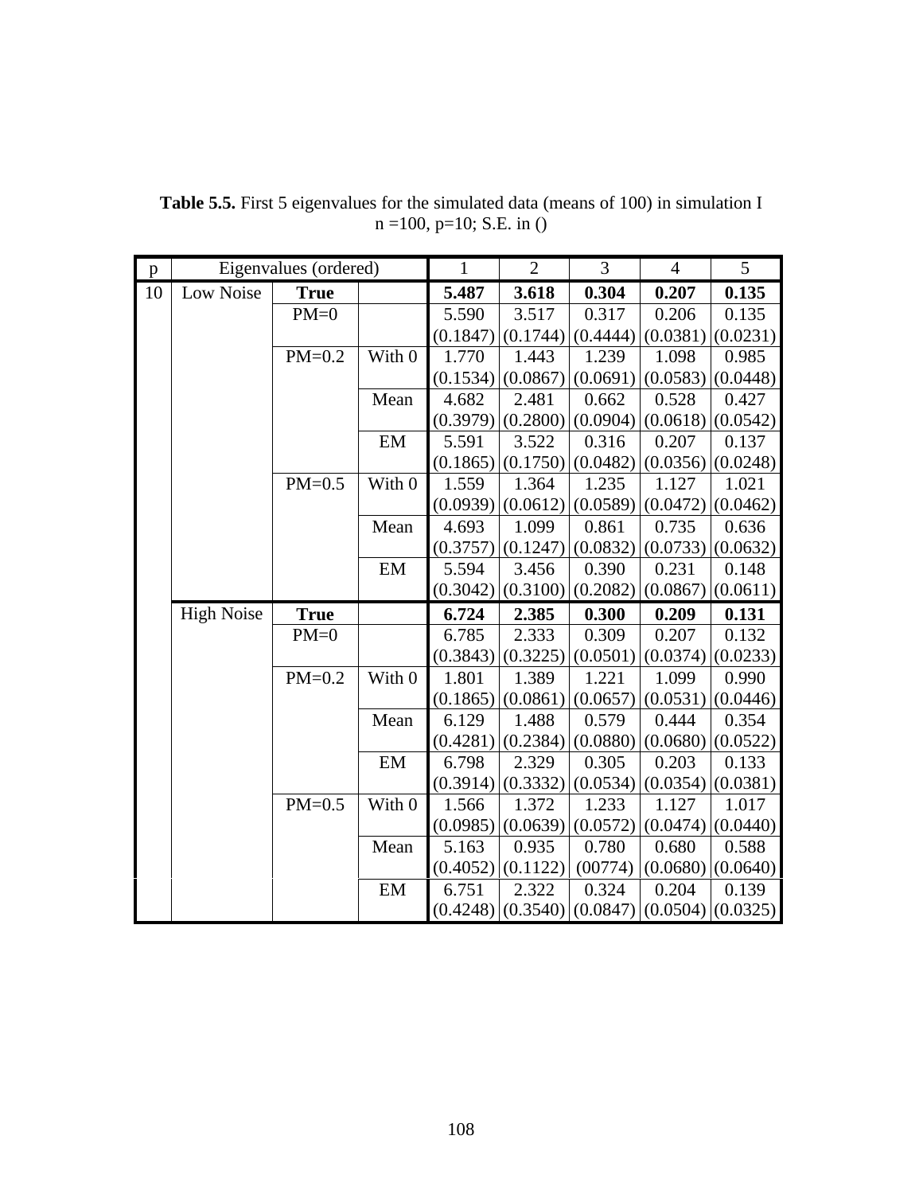**Table 5.5.** First 5 eigenvalues for the simulated data (means of 100) in simulation I
n =100, p=10; S.E. in ()

| p | Eigenvalues (ordered) | | | 1 | 2 | 3 | 4 | 5 |
|---|---|---|---|---|---|---|---|---|
| 10 | Low Noise | **True** | | **5.487** | **3.618** | **0.304** | **0.207** | **0.135** |
| | | PM=0 | | 5.590 (0.1847) | 3.517 (0.1744) | 0.317 (0.4444) | 0.206 (0.0381) | 0.135 (0.0231) |
| | | PM=0.2 | With 0 | 1.770 (0.1534) | 1.443 (0.0867) | 1.239 (0.0691) | 1.098 (0.0583) | 0.985 (0.0448) |
| | | | Mean | 4.682 (0.3979) | 2.481 (0.2800) | 0.662 (0.0904) | 0.528 (0.0618) | 0.427 (0.0542) |
| | | | EM | 5.591 (0.1865) | 3.522 (0.1750) | 0.316 (0.0482) | 0.207 (0.0356) | 0.137 (0.0248) |
| | | PM=0.5 | With 0 | 1.559 (0.0939) | 1.364 (0.0612) | 1.235 (0.0589) | 1.127 (0.0472) | 1.021 (0.0462) |
| | | | Mean | 4.693 (0.3757) | 1.099 (0.1247) | 0.861 (0.0832) | 0.735 (0.0733) | 0.636 (0.0632) |
| | | | EM | 5.594 (0.3042) | 3.456 (0.3100) | 0.390 (0.2082) | 0.231 (0.0867) | 0.148 (0.0611) |
| | High Noise | **True** | | **6.724** | **2.385** | **0.300** | **0.209** | **0.131** |
| | | PM=0 | | 6.785 (0.3843) | 2.333 (0.3225) | 0.309 (0.0501) | 0.207 (0.0374) | 0.132 (0.0233) |
| | | PM=0.2 | With 0 | 1.801 (0.1865) | 1.389 (0.0861) | 1.221 (0.0657) | 1.099 (0.0531) | 0.990 (0.0446) |
| | | | Mean | 6.129 (0.4281) | 1.488 (0.2384) | 0.579 (0.0880) | 0.444 (0.0680) | 0.354 (0.0522) |
| | | | EM | 6.798 (0.3914) | 2.329 (0.3332) | 0.305 (0.0534) | 0.203 (0.0354) | 0.133 (0.0381) |
| | | PM=0.5 | With 0 | 1.566 (0.0985) | 1.372 (0.0639) | 1.233 (0.0572) | 1.127 (0.0474) | 1.017 (0.0440) |
| | | | Mean | 5.163 (0.4052) | 0.935 (0.1122) | 0.780 (00774) | 0.680 (0.0680) | 0.588 (0.0640) |
| | | | EM | 6.751 (0.4248) | 2.322 (0.3540) | 0.324 (0.0847) | 0.204 (0.0504) | 0.139 (0.0325) |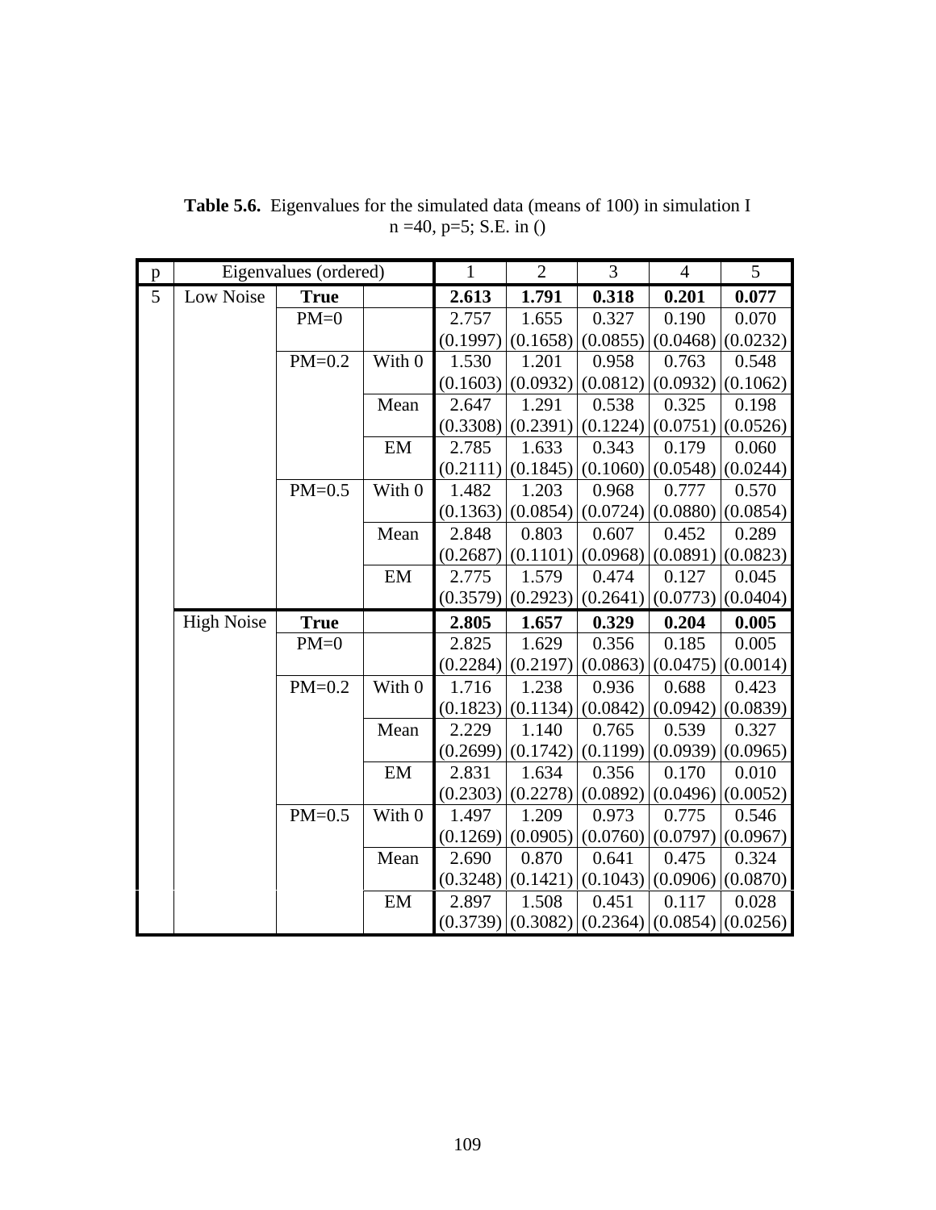**Table 5.6.** Eigenvalues for the simulated data (means of 100) in simulation I
n =40, p=5; S.E. in ()

| p | Eigenvalues (ordered) | | | 1 | 2 | 3 | 4 | 5 |
|---|---|---|---|---|---|---|---|---|
| 5 | Low Noise | **True** | | **2.613** | **1.791** | **0.318** | **0.201** | **0.077** |
| | | PM=0 | | 2.757 | 1.655 | 0.327 | 0.190 | 0.070 |
| | | | | (0.1997) | (0.1658) | (0.0855) | (0.0468) | (0.0232) |
| | | PM=0.2 | With 0 | 1.530 | 1.201 | 0.958 | 0.763 | 0.548 |
| | | | | (0.1603) | (0.0932) | (0.0812) | (0.0932) | (0.1062) |
| | | | Mean | 2.647 | 1.291 | 0.538 | 0.325 | 0.198 |
| | | | | (0.3308) | (0.2391) | (0.1224) | (0.0751) | (0.0526) |
| | | | EM | 2.785 | 1.633 | 0.343 | 0.179 | 0.060 |
| | | | | (0.2111) | (0.1845) | (0.1060) | (0.0548) | (0.0244) |
| | | PM=0.5 | With 0 | 1.482 | 1.203 | 0.968 | 0.777 | 0.570 |
| | | | | (0.1363) | (0.0854) | (0.0724) | (0.0880) | (0.0854) |
| | | | Mean | 2.848 | 0.803 | 0.607 | 0.452 | 0.289 |
| | | | | (0.2687) | (0.1101) | (0.0968) | (0.0891) | (0.0823) |
| | | | EM | 2.775 | 1.579 | 0.474 | 0.127 | 0.045 |
| | | | | (0.3579) | (0.2923) | (0.2641) | (0.0773) | (0.0404) |
| | High Noise | **True** | | **2.805** | **1.657** | **0.329** | **0.204** | **0.005** |
| | | PM=0 | | 2.825 | 1.629 | 0.356 | 0.185 | 0.005 |
| | | | | (0.2284) | (0.2197) | (0.0863) | (0.0475) | (0.0014) |
| | | PM=0.2 | With 0 | 1.716 | 1.238 | 0.936 | 0.688 | 0.423 |
| | | | | (0.1823) | (0.1134) | (0.0842) | (0.0942) | (0.0839) |
| | | | Mean | 2.229 | 1.140 | 0.765 | 0.539 | 0.327 |
| | | | | (0.2699) | (0.1742) | (0.1199) | (0.0939) | (0.0965) |
| | | | EM | 2.831 | 1.634 | 0.356 | 0.170 | 0.010 |
| | | | | (0.2303) | (0.2278) | (0.0892) | (0.0496) | (0.0052) |
| | | PM=0.5 | With 0 | 1.497 | 1.209 | 0.973 | 0.775 | 0.546 |
| | | | | (0.1269) | (0.0905) | (0.0760) | (0.0797) | (0.0967) |
| | | | Mean | 2.690 | 0.870 | 0.641 | 0.475 | 0.324 |
| | | | | (0.3248) | (0.1421) | (0.1043) | (0.0906) | (0.0870) |
| | | | EM | 2.897 | 1.508 | 0.451 | 0.117 | 0.028 |
| | | | | (0.3739) | (0.3082) | (0.2364) | (0.0854) | (0.0256) |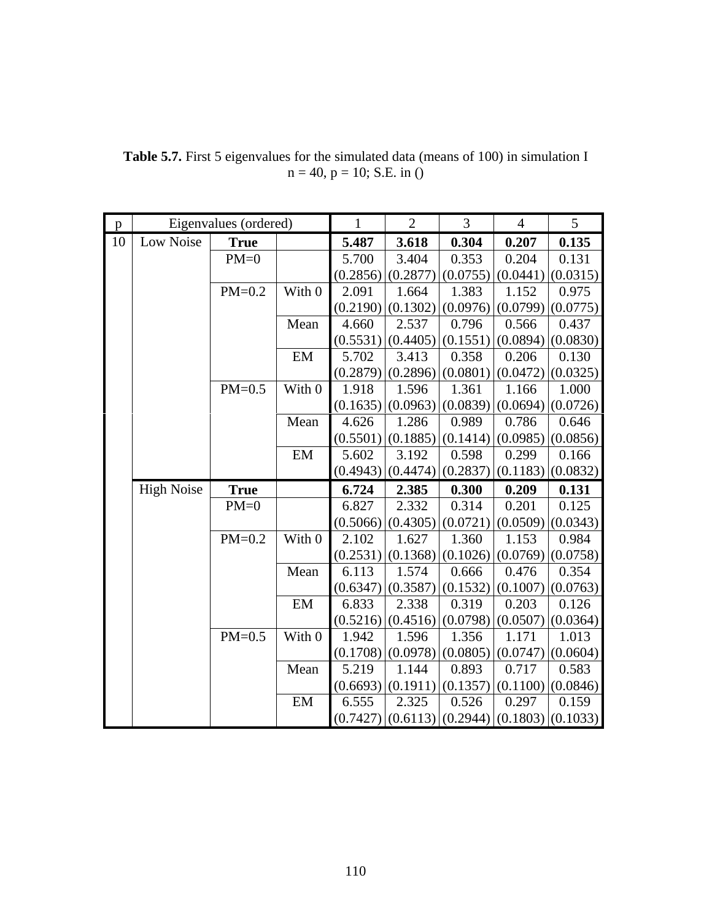**Table 5.7.** First 5 eigenvalues for the simulated data (means of 100) in simulation I
n = 40, p = 10; S.E. in ()

| p | Eigenvalues (ordered) | | | 1 | 2 | 3 | 4 | 5 |
|---|---|---|---|---|---|---|---|---|
| 10 | Low Noise | **True** | | **5.487** | **3.618** | **0.304** | **0.207** | **0.135** |
| | | PM=0 | | 5.700 | 3.404 | 0.353 | 0.204 | 0.131 |
| | | | | (0.2856) | (0.2877) | (0.0755) | (0.0441) | (0.0315) |
| | | PM=0.2 | With 0 | 2.091 | 1.664 | 1.383 | 1.152 | 0.975 |
| | | | | (0.2190) | (0.1302) | (0.0976) | (0.0799) | (0.0775) |
| | | | Mean | 4.660 | 2.537 | 0.796 | 0.566 | 0.437 |
| | | | | (0.5531) | (0.4405) | (0.1551) | (0.0894) | (0.0830) |
| | | | EM | 5.702 | 3.413 | 0.358 | 0.206 | 0.130 |
| | | | | (0.2879) | (0.2896) | (0.0801) | (0.0472) | (0.0325) |
| | | PM=0.5 | With 0 | 1.918 | 1.596 | 1.361 | 1.166 | 1.000 |
| | | | | (0.1635) | (0.0963) | (0.0839) | (0.0694) | (0.0726) |
| | | | Mean | 4.626 | 1.286 | 0.989 | 0.786 | 0.646 |
| | | | | (0.5501) | (0.1885) | (0.1414) | (0.0985) | (0.0856) |
| | | | EM | 5.602 | 3.192 | 0.598 | 0.299 | 0.166 |
| | | | | (0.4943) | (0.4474) | (0.2837) | (0.1183) | (0.0832) |
| | High Noise | **True** | | **6.724** | **2.385** | **0.300** | **0.209** | **0.131** |
| | | PM=0 | | 6.827 | 2.332 | 0.314 | 0.201 | 0.125 |
| | | | | (0.5066) | (0.4305) | (0.0721) | (0.0509) | (0.0343) |
| | | PM=0.2 | With 0 | 2.102 | 1.627 | 1.360 | 1.153 | 0.984 |
| | | | | (0.2531) | (0.1368) | (0.1026) | (0.0769) | (0.0758) |
| | | | Mean | 6.113 | 1.574 | 0.666 | 0.476 | 0.354 |
| | | | | (0.6347) | (0.3587) | (0.1532) | (0.1007) | (0.0763) |
| | | | EM | 6.833 | 2.338 | 0.319 | 0.203 | 0.126 |
| | | | | (0.5216) | (0.4516) | (0.0798) | (0.0507) | (0.0364) |
| | | PM=0.5 | With 0 | 1.942 | 1.596 | 1.356 | 1.171 | 1.013 |
| | | | | (0.1708) | (0.0978) | (0.0805) | (0.0747) | (0.0604) |
| | | | Mean | 5.219 | 1.144 | 0.893 | 0.717 | 0.583 |
| | | | | (0.6693) | (0.1911) | (0.1357) | (0.1100) | (0.0846) |
| | | | EM | 6.555 | 2.325 | 0.526 | 0.297 | 0.159 |
| | | | | (0.7427) | (0.6113) | (0.2944) | (0.1803) | (0.1033) |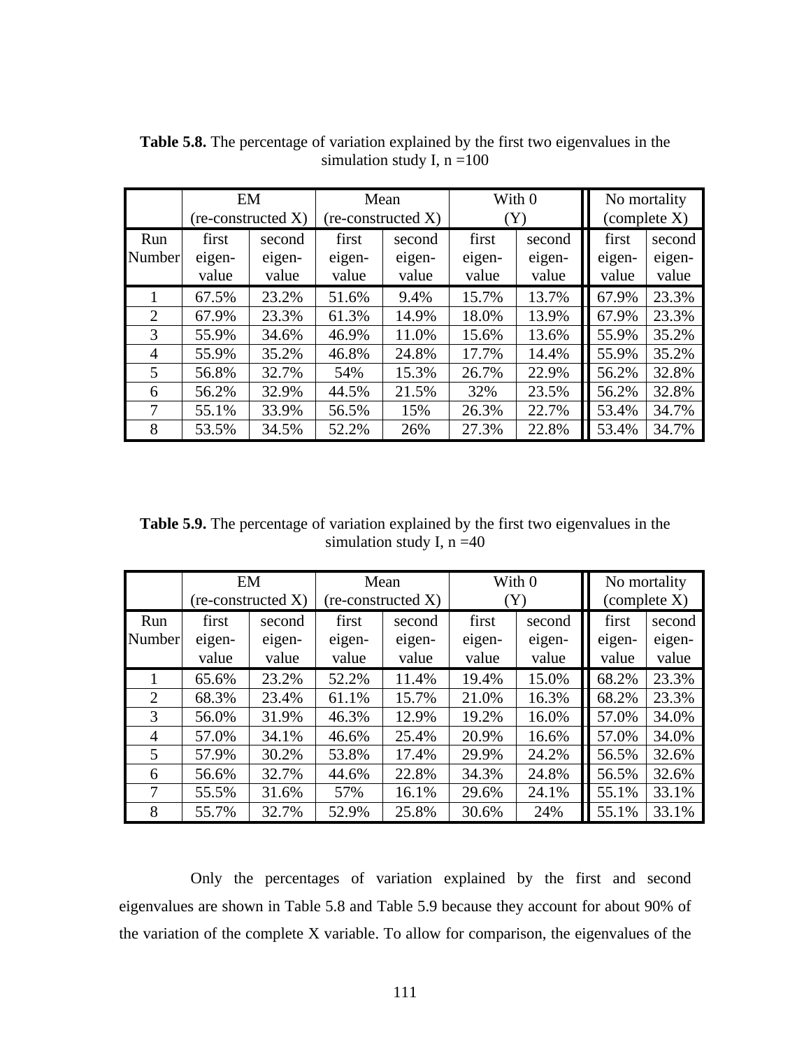**Table 5.8.** The percentage of variation explained by the first two eigenvalues in the simulation study I, n =100

| | EM (re-constructed X) | | Mean (re-constructed X) | | With 0 (Y) | | No mortality (complete X) | |
|---|---|---|---|---|---|---|---|---|
| Run Number | first eigen-value | second eigen-value | first eigen-value | second eigen-value | first eigen-value | second eigen-value | first eigen-value | second eigen-value |
| 1 | 67.5% | 23.2% | 51.6% | 9.4% | 15.7% | 13.7% | 67.9% | 23.3% |
| 2 | 67.9% | 23.3% | 61.3% | 14.9% | 18.0% | 13.9% | 67.9% | 23.3% |
| 3 | 55.9% | 34.6% | 46.9% | 11.0% | 15.6% | 13.6% | 55.9% | 35.2% |
| 4 | 55.9% | 35.2% | 46.8% | 24.8% | 17.7% | 14.4% | 55.9% | 35.2% |
| 5 | 56.8% | 32.7% | 54% | 15.3% | 26.7% | 22.9% | 56.2% | 32.8% |
| 6 | 56.2% | 32.9% | 44.5% | 21.5% | 32% | 23.5% | 56.2% | 32.8% |
| 7 | 55.1% | 33.9% | 56.5% | 15% | 26.3% | 22.7% | 53.4% | 34.7% |
| 8 | 53.5% | 34.5% | 52.2% | 26% | 27.3% | 22.8% | 53.4% | 34.7% |

**Table 5.9.** The percentage of variation explained by the first two eigenvalues in the simulation study I, n =40

| | EM (re-constructed X) | | Mean (re-constructed X) | | With 0 (Y) | | No mortality (complete X) | |
|---|---|---|---|---|---|---|---|---|
| Run Number | first eigen-value | second eigen-value | first eigen-value | second eigen-value | first eigen-value | second eigen-value | first eigen-value | second eigen-value |
| 1 | 65.6% | 23.2% | 52.2% | 11.4% | 19.4% | 15.0% | 68.2% | 23.3% |
| 2 | 68.3% | 23.4% | 61.1% | 15.7% | 21.0% | 16.3% | 68.2% | 23.3% |
| 3 | 56.0% | 31.9% | 46.3% | 12.9% | 19.2% | 16.0% | 57.0% | 34.0% |
| 4 | 57.0% | 34.1% | 46.6% | 25.4% | 20.9% | 16.6% | 57.0% | 34.0% |
| 5 | 57.9% | 30.2% | 53.8% | 17.4% | 29.9% | 24.2% | 56.5% | 32.6% |
| 6 | 56.6% | 32.7% | 44.6% | 22.8% | 34.3% | 24.8% | 56.5% | 32.6% |
| 7 | 55.5% | 31.6% | 57% | 16.1% | 29.6% | 24.1% | 55.1% | 33.1% |
| 8 | 55.7% | 32.7% | 52.9% | 25.8% | 30.6% | 24% | 55.1% | 33.1% |

Only the percentages of variation explained by the first and second eigenvalues are shown in Table 5.8 and Table 5.9 because they account for about 90% of the variation of the complete X variable. To allow for comparison, the eigenvalues of the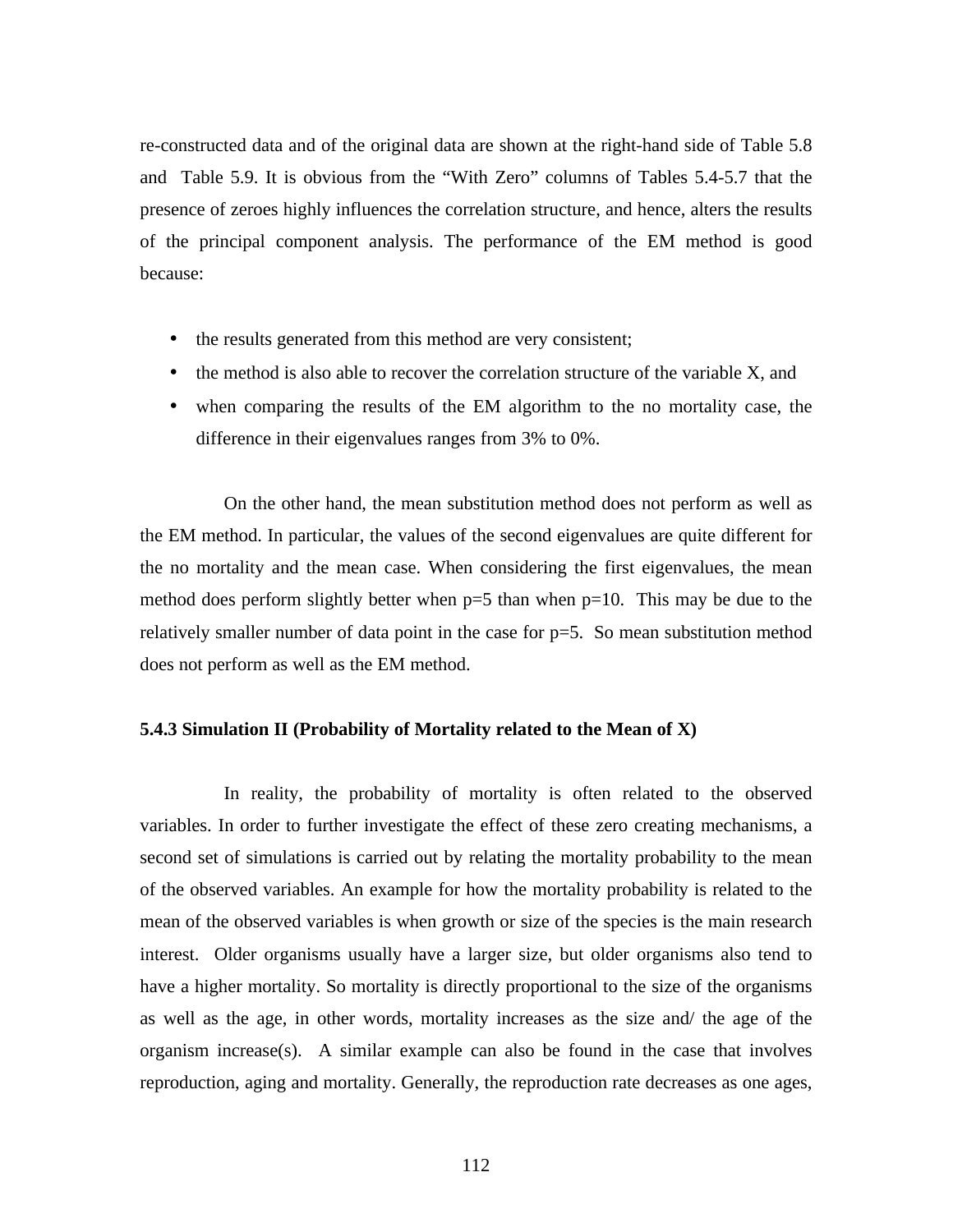re-constructed data and of the original data are shown at the right-hand side of Table 5.8 and Table 5.9. It is obvious from the "With Zero" columns of Tables 5.4-5.7 that the presence of zeroes highly influences the correlation structure, and hence, alters the results of the principal component analysis. The performance of the EM method is good because:

- the results generated from this method are very consistent;
- the method is also able to recover the correlation structure of the variable X, and
- when comparing the results of the EM algorithm to the no mortality case, the difference in their eigenvalues ranges from 3% to 0%.

On the other hand, the mean substitution method does not perform as well as the EM method. In particular, the values of the second eigenvalues are quite different for the no mortality and the mean case. When considering the first eigenvalues, the mean method does perform slightly better when p=5 than when p=10. This may be due to the relatively smaller number of data point in the case for p=5. So mean substitution method does not perform as well as the EM method.

### 5.4.3 Simulation II (Probability of Mortality related to the Mean of X)

In reality, the probability of mortality is often related to the observed variables. In order to further investigate the effect of these zero creating mechanisms, a second set of simulations is carried out by relating the mortality probability to the mean of the observed variables. An example for how the mortality probability is related to the mean of the observed variables is when growth or size of the species is the main research interest. Older organisms usually have a larger size, but older organisms also tend to have a higher mortality. So mortality is directly proportional to the size of the organisms as well as the age, in other words, mortality increases as the size and/ the age of the organism increase(s). A similar example can also be found in the case that involves reproduction, aging and mortality. Generally, the reproduction rate decreases as one ages,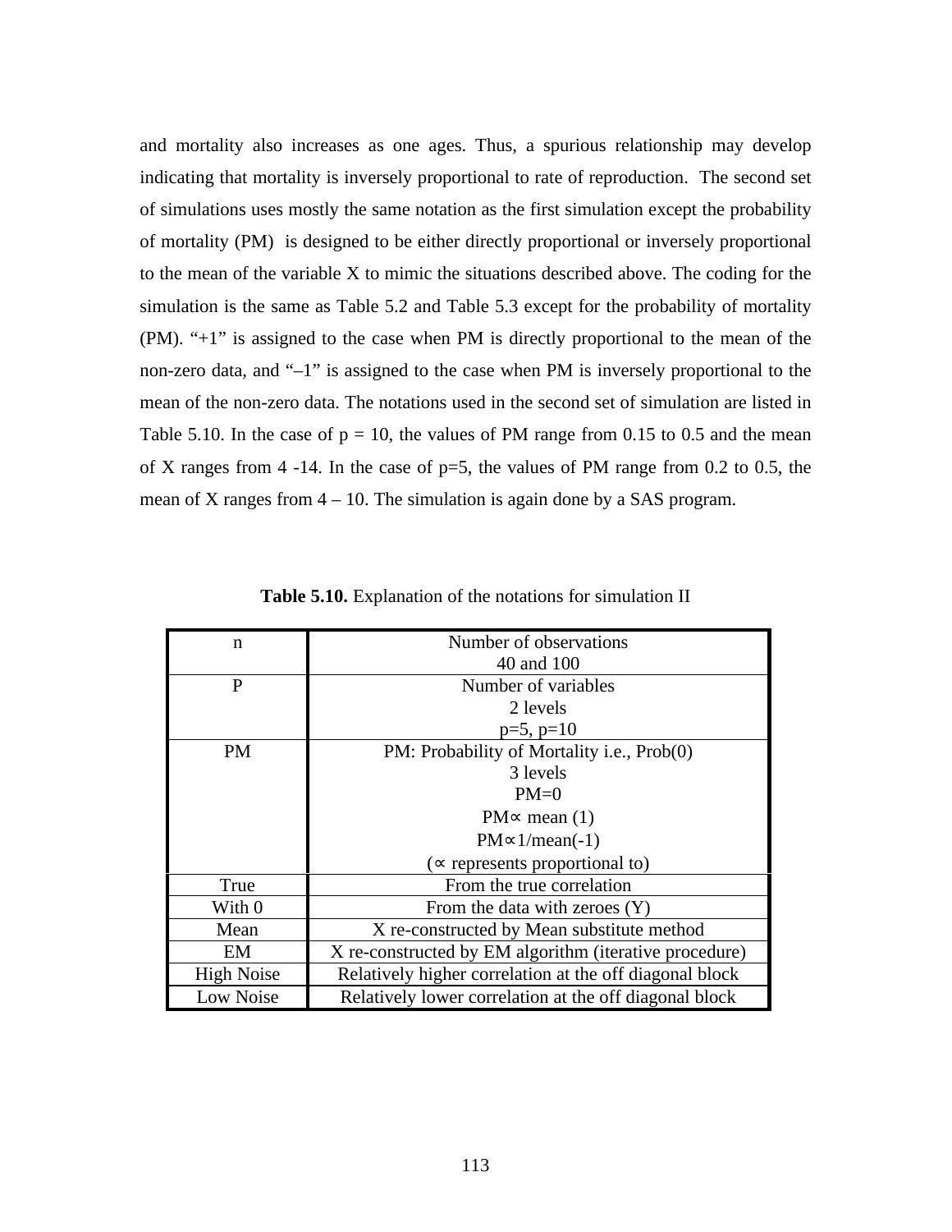and mortality also increases as one ages. Thus, a spurious relationship may develop indicating that mortality is inversely proportional to rate of reproduction. The second set of simulations uses mostly the same notation as the first simulation except the probability of mortality (PM) is designed to be either directly proportional or inversely proportional to the mean of the variable X to mimic the situations described above. The coding for the simulation is the same as Table 5.2 and Table 5.3 except for the probability of mortality (PM). "+1" is assigned to the case when PM is directly proportional to the mean of the non-zero data, and "–1" is assigned to the case when PM is inversely proportional to the mean of the non-zero data. The notations used in the second set of simulation are listed in Table 5.10. In the case of p = 10, the values of PM range from 0.15 to 0.5 and the mean of X ranges from 4 -14. In the case of p=5, the values of PM range from 0.2 to 0.5, the mean of X ranges from 4 – 10. The simulation is again done by a SAS program.

**Table 5.10.** Explanation of the notations for simulation II

| | |
|---|---|
| n | Number of observations<br>40 and 100 |
| P | Number of variables<br>2 levels<br>p=5, p=10 |
| PM | PM: Probability of Mortality i.e., Prob(0)<br>3 levels<br>PM=0<br>PM$\propto$ mean (1)<br>PM$\propto$1/mean(-1)<br>($\propto$ represents proportional to) |
| True | From the true correlation |
| With 0 | From the data with zeroes (Y) |
| Mean | X re-constructed by Mean substitute method |
| EM | X re-constructed by EM algorithm (iterative procedure) |
| High Noise | Relatively higher correlation at the off diagonal block |
| Low Noise | Relatively lower correlation at the off diagonal block |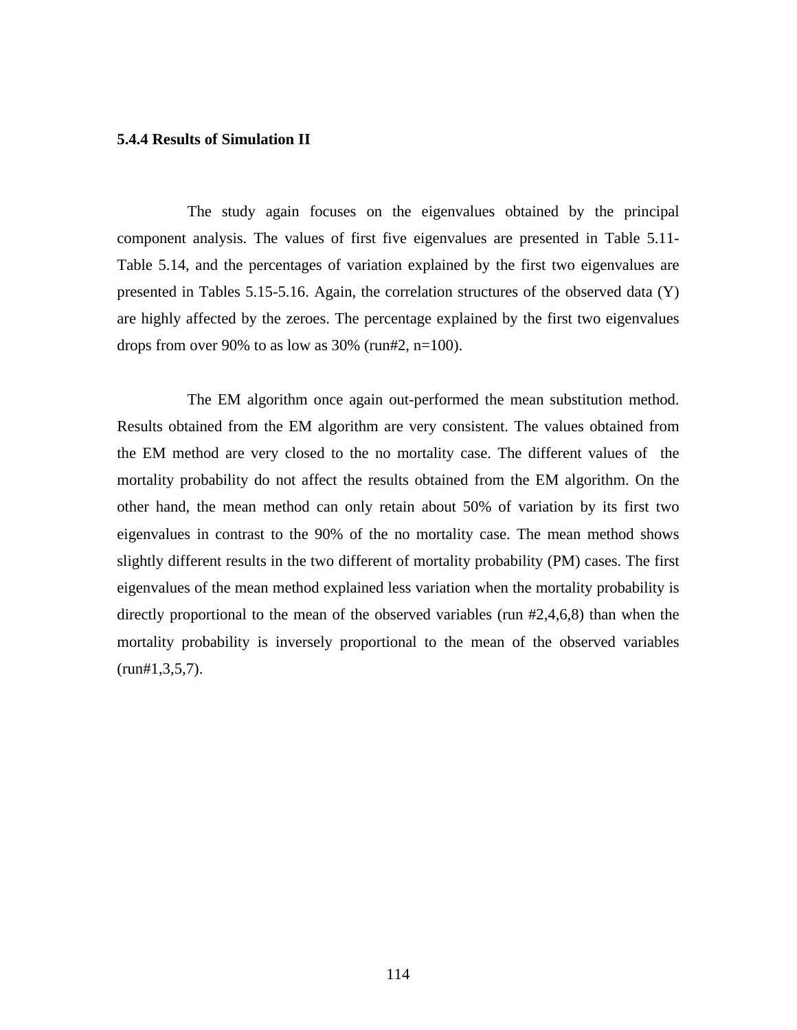### 5.4.4 Results of Simulation II

The study again focuses on the eigenvalues obtained by the principal component analysis. The values of first five eigenvalues are presented in Table 5.11-Table 5.14, and the percentages of variation explained by the first two eigenvalues are presented in Tables 5.15-5.16. Again, the correlation structures of the observed data (Y) are highly affected by the zeroes. The percentage explained by the first two eigenvalues drops from over 90% to as low as 30% (run#2, n=100).

The EM algorithm once again out-performed the mean substitution method. Results obtained from the EM algorithm are very consistent. The values obtained from the EM method are very closed to the no mortality case. The different values of the mortality probability do not affect the results obtained from the EM algorithm. On the other hand, the mean method can only retain about 50% of variation by its first two eigenvalues in contrast to the 90% of the no mortality case. The mean method shows slightly different results in the two different of mortality probability (PM) cases. The first eigenvalues of the mean method explained less variation when the mortality probability is directly proportional to the mean of the observed variables (run #2,4,6,8) than when the mortality probability is inversely proportional to the mean of the observed variables (run#1,3,5,7).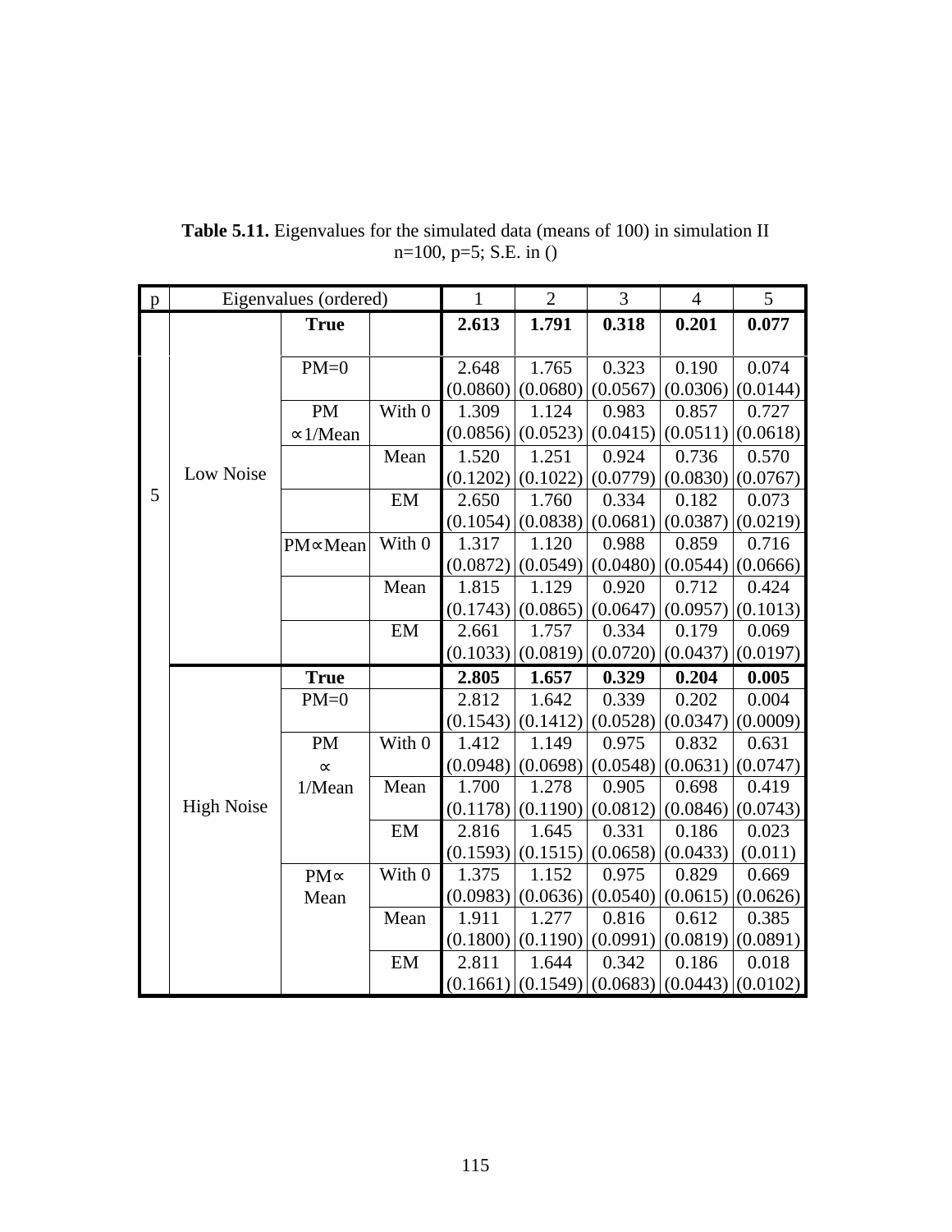**Table 5.11.** Eigenvalues for the simulated data (means of 100) in simulation II n=100, p=5; S.E. in ()

| p | Eigenvalues (ordered) | | | 1 | 2 | 3 | 4 | 5 |
|---|---|---|---|---|---|---|---|---|
| 5 | Low Noise | **True** | | **2.613** | **1.791** | **0.318** | **0.201** | **0.077** |
| | | PM=0 | | 2.648 (0.0860) | 1.765 (0.0680) | 0.323 (0.0567) | 0.190 (0.0306) | 0.074 (0.0144) |
| | | PM ∝1/Mean | With 0 | 1.309 (0.0856) | 1.124 (0.0523) | 0.983 (0.0415) | 0.857 (0.0511) | 0.727 (0.0618) |
| | | | Mean | 1.520 (0.1202) | 1.251 (0.1022) | 0.924 (0.0779) | 0.736 (0.0830) | 0.570 (0.0767) |
| | | | EM | 2.650 (0.1054) | 1.760 (0.0838) | 0.334 (0.0681) | 0.182 (0.0387) | 0.073 (0.0219) |
| | | PM∝Mean | With 0 | 1.317 (0.0872) | 1.120 (0.0549) | 0.988 (0.0480) | 0.859 (0.0544) | 0.716 (0.0666) |
| | | | Mean | 1.815 (0.1743) | 1.129 (0.0865) | 0.920 (0.0647) | 0.712 (0.0957) | 0.424 (0.1013) |
| | | | EM | 2.661 (0.1033) | 1.757 (0.0819) | 0.334 (0.0720) | 0.179 (0.0437) | 0.069 (0.0197) |
| | High Noise | **True** | | **2.805** | **1.657** | **0.329** | **0.204** | **0.005** |
| | | PM=0 | | 2.812 (0.1543) | 1.642 (0.1412) | 0.339 (0.0528) | 0.202 (0.0347) | 0.004 (0.0009) |
| | | PM ∝ 1/Mean | With 0 | 1.412 (0.0948) | 1.149 (0.0698) | 0.975 (0.0548) | 0.832 (0.0631) | 0.631 (0.0747) |
| | | | Mean | 1.700 (0.1178) | 1.278 (0.1190) | 0.905 (0.0812) | 0.698 (0.0846) | 0.419 (0.0743) |
| | | | EM | 2.816 (0.1593) | 1.645 (0.1515) | 0.331 (0.0658) | 0.186 (0.0433) | 0.023 (0.011) |
| | | PM∝ Mean | With 0 | 1.375 (0.0983) | 1.152 (0.0636) | 0.975 (0.0540) | 0.829 (0.0615) | 0.669 (0.0626) |
| | | | Mean | 1.911 (0.1800) | 1.277 (0.1190) | 0.816 (0.0991) | 0.612 (0.0819) | 0.385 (0.0891) |
| | | | EM | 2.811 (0.1661) | 1.644 (0.1549) | 0.342 (0.0683) | 0.186 (0.0443) | 0.018 (0.0102) |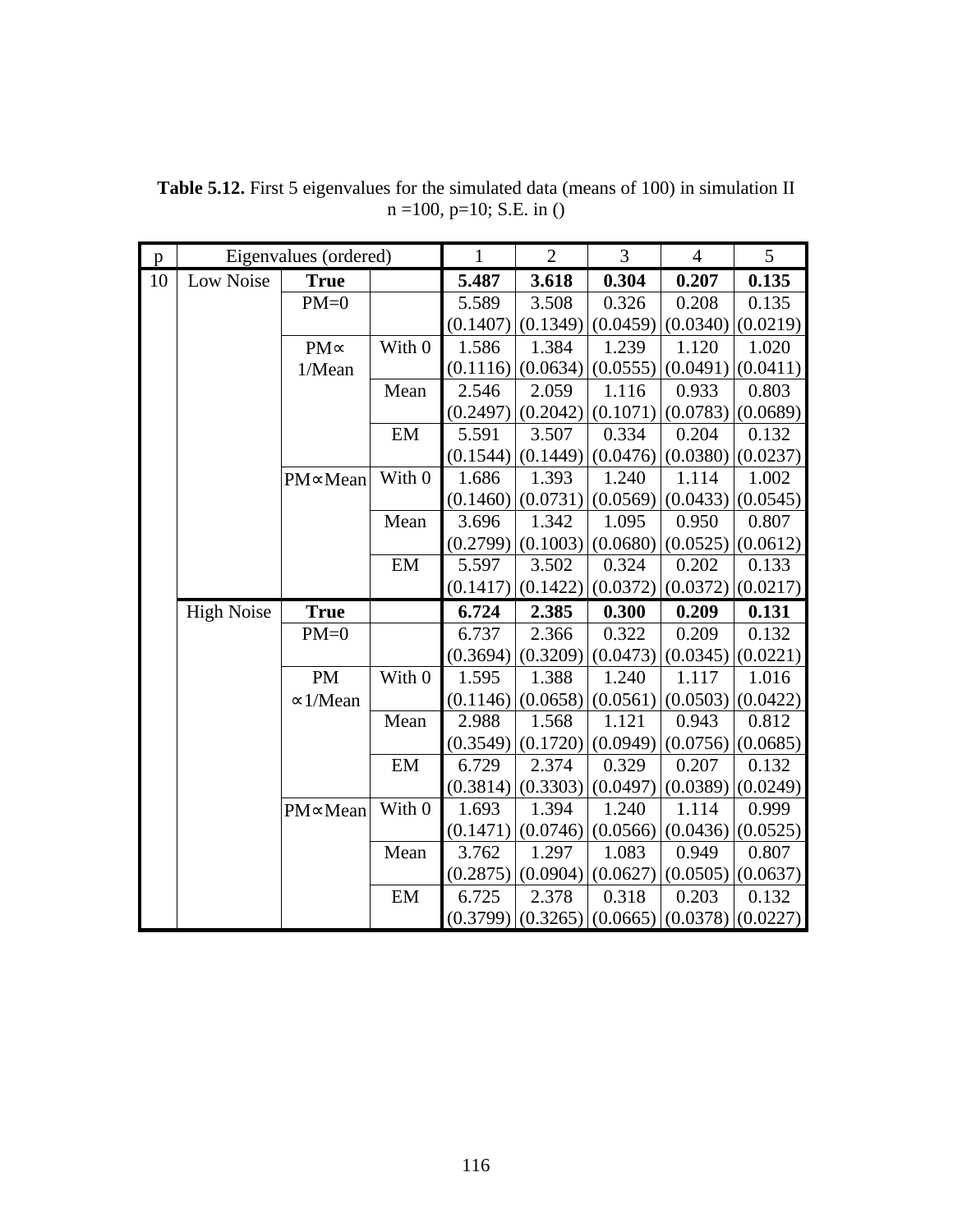**Table 5.12.** First 5 eigenvalues for the simulated data (means of 100) in simulation II n =100, p=10; S.E. in ()

| p | Eigenvalues (ordered) | | | 1 | 2 | 3 | 4 | 5 |
|---|---|---|---|---|---|---|---|---|
| 10 | Low Noise | **True** | | **5.487** | **3.618** | **0.304** | **0.207** | **0.135** |
| | | PM=0 | | 5.589 | 3.508 | 0.326 | 0.208 | 0.135 |
| | | | | (0.1407) | (0.1349) | (0.0459) | (0.0340) | (0.0219) |
| | | PM∝ 1/Mean | With 0 | 1.586 | 1.384 | 1.239 | 1.120 | 1.020 |
| | | | | (0.1116) | (0.0634) | (0.0555) | (0.0491) | (0.0411) |
| | | | Mean | 2.546 | 2.059 | 1.116 | 0.933 | 0.803 |
| | | | | (0.2497) | (0.2042) | (0.1071) | (0.0783) | (0.0689) |
| | | | EM | 5.591 | 3.507 | 0.334 | 0.204 | 0.132 |
| | | | | (0.1544) | (0.1449) | (0.0476) | (0.0380) | (0.0237) |
| | | PM∝Mean | With 0 | 1.686 | 1.393 | 1.240 | 1.114 | 1.002 |
| | | | | (0.1460) | (0.0731) | (0.0569) | (0.0433) | (0.0545) |
| | | | Mean | 3.696 | 1.342 | 1.095 | 0.950 | 0.807 |
| | | | | (0.2799) | (0.1003) | (0.0680) | (0.0525) | (0.0612) |
| | | | EM | 5.597 | 3.502 | 0.324 | 0.202 | 0.133 |
| | | | | (0.1417) | (0.1422) | (0.0372) | (0.0372) | (0.0217) |
| | High Noise | **True** | | **6.724** | **2.385** | **0.300** | **0.209** | **0.131** |
| | | PM=0 | | 6.737 | 2.366 | 0.322 | 0.209 | 0.132 |
| | | | | (0.3694) | (0.3209) | (0.0473) | (0.0345) | (0.0221) |
| | | PM ∝1/Mean | With 0 | 1.595 | 1.388 | 1.240 | 1.117 | 1.016 |
| | | | | (0.1146) | (0.0658) | (0.0561) | (0.0503) | (0.0422) |
| | | | Mean | 2.988 | 1.568 | 1.121 | 0.943 | 0.812 |
| | | | | (0.3549) | (0.1720) | (0.0949) | (0.0756) | (0.0685) |
| | | | EM | 6.729 | 2.374 | 0.329 | 0.207 | 0.132 |
| | | | | (0.3814) | (0.3303) | (0.0497) | (0.0389) | (0.0249) |
| | | PM∝Mean | With 0 | 1.693 | 1.394 | 1.240 | 1.114 | 0.999 |
| | | | | (0.1471) | (0.0746) | (0.0566) | (0.0436) | (0.0525) |
| | | | Mean | 3.762 | 1.297 | 1.083 | 0.949 | 0.807 |
| | | | | (0.2875) | (0.0904) | (0.0627) | (0.0505) | (0.0637) |
| | | | EM | 6.725 | 2.378 | 0.318 | 0.203 | 0.132 |
| | | | | (0.3799) | (0.3265) | (0.0665) | (0.0378) | (0.0227) |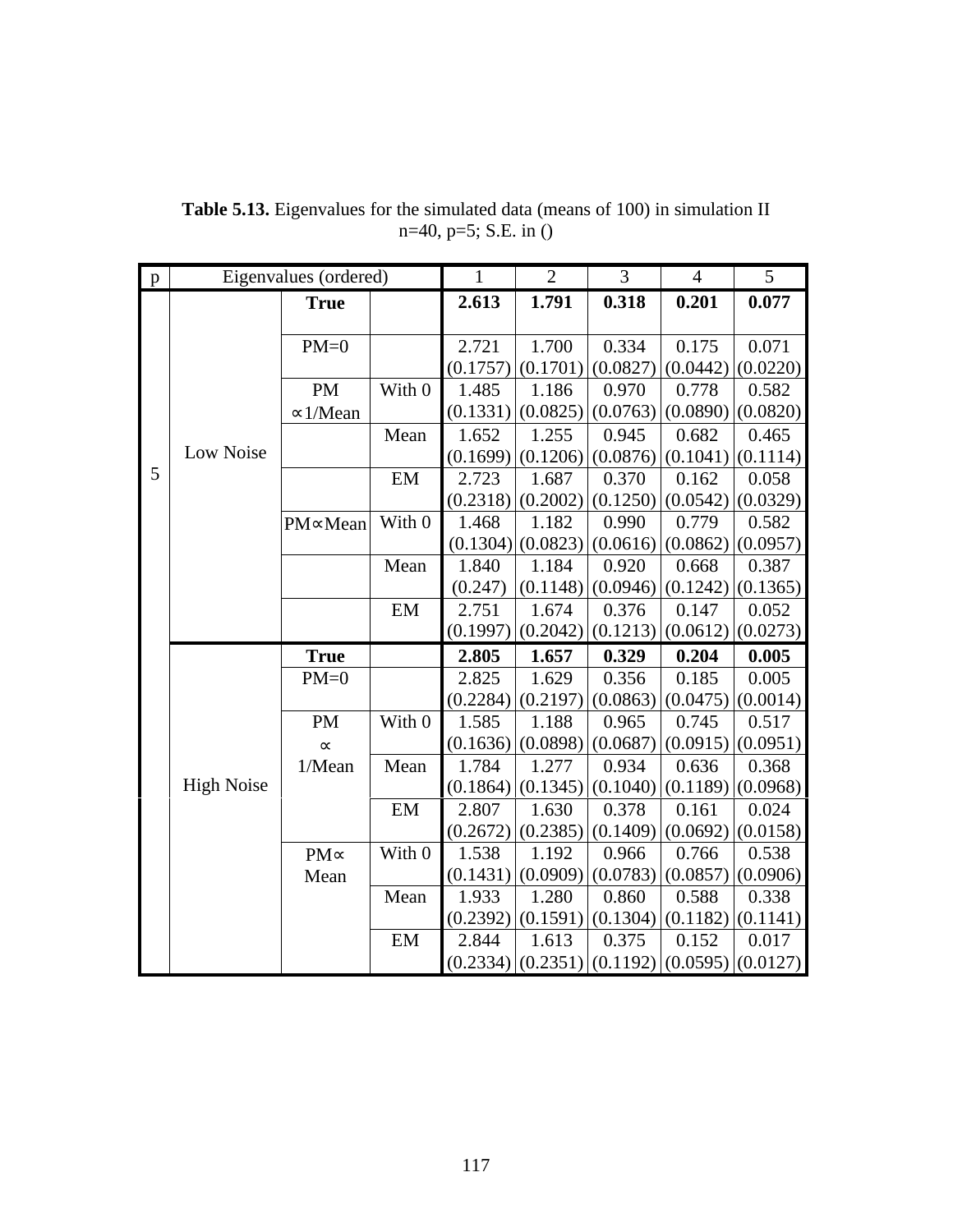**Table 5.13.** Eigenvalues for the simulated data (means of 100) in simulation II n=40, p=5; S.E. in ()

| p | Eigenvalues (ordered) | | | 1 | 2 | 3 | 4 | 5 |
|---|---|---|---|---|---|---|---|---|
| 5 | Low Noise | **True** | | **2.613** | **1.791** | **0.318** | **0.201** | **0.077** |
| | | PM=0 | | 2.721 (0.1757) | 1.700 (0.1701) | 0.334 (0.0827) | 0.175 (0.0442) | 0.071 (0.0220) |
| | | PM ∝1/Mean | With 0 | 1.485 (0.1331) | 1.186 (0.0825) | 0.970 (0.0763) | 0.778 (0.0890) | 0.582 (0.0820) |
| | | | Mean | 1.652 (0.1699) | 1.255 (0.1206) | 0.945 (0.0876) | 0.682 (0.1041) | 0.465 (0.1114) |
| | | | EM | 2.723 (0.2318) | 1.687 (0.2002) | 0.370 (0.1250) | 0.162 (0.0542) | 0.058 (0.0329) |
| | | PM∝Mean | With 0 | 1.468 (0.1304) | 1.182 (0.0823) | 0.990 (0.0616) | 0.779 (0.0862) | 0.582 (0.0957) |
| | | | Mean | 1.840 (0.247) | 1.184 (0.1148) | 0.920 (0.0946) | 0.668 (0.1242) | 0.387 (0.1365) |
| | | | EM | 2.751 (0.1997) | 1.674 (0.2042) | 0.376 (0.1213) | 0.147 (0.0612) | 0.052 (0.0273) |
| | High Noise | **True** | | **2.805** | **1.657** | **0.329** | **0.204** | **0.005** |
| | | PM=0 | | 2.825 (0.2284) | 1.629 (0.2197) | 0.356 (0.0863) | 0.185 (0.0475) | 0.005 (0.0014) |
| | | PM ∝ 1/Mean | With 0 | 1.585 (0.1636) | 1.188 (0.0898) | 0.965 (0.0687) | 0.745 (0.0915) | 0.517 (0.0951) |
| | | | Mean | 1.784 (0.1864) | 1.277 (0.1345) | 0.934 (0.1040) | 0.636 (0.1189) | 0.368 (0.0968) |
| | | | EM | 2.807 (0.2672) | 1.630 (0.2385) | 0.378 (0.1409) | 0.161 (0.0692) | 0.024 (0.0158) |
| | | PM∝ Mean | With 0 | 1.538 (0.1431) | 1.192 (0.0909) | 0.966 (0.0783) | 0.766 (0.0857) | 0.538 (0.0906) |
| | | | Mean | 1.933 (0.2392) | 1.280 (0.1591) | 0.860 (0.1304) | 0.588 (0.1182) | 0.338 (0.1141) |
| | | | EM | 2.844 (0.2334) | 1.613 (0.2351) | 0.375 (0.1192) | 0.152 (0.0595) | 0.017 (0.0127) |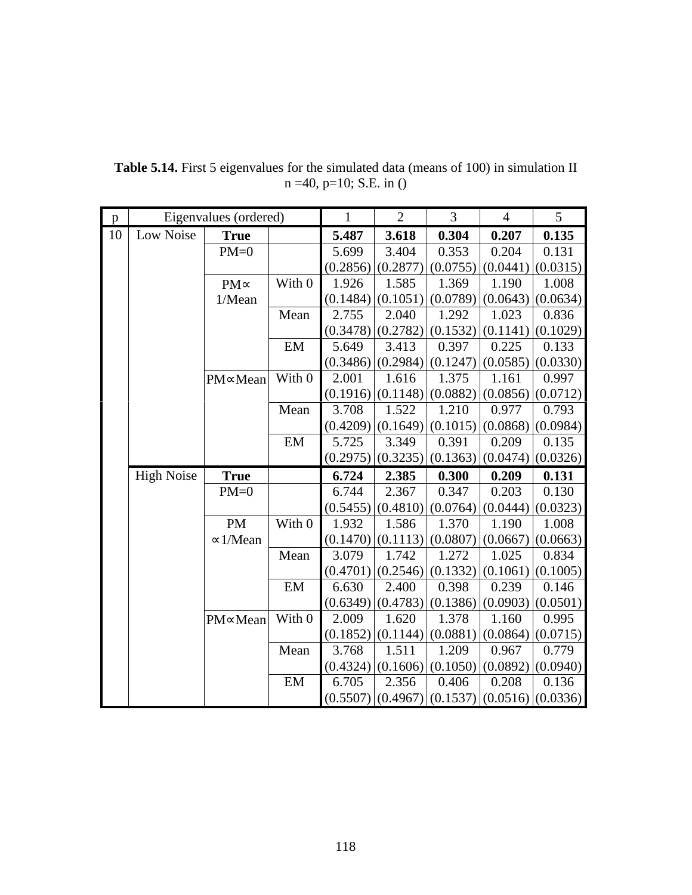**Table 5.14.** First 5 eigenvalues for the simulated data (means of 100) in simulation II n =40, p=10; S.E. in ()

| p | Eigenvalues (ordered) | | | 1 | 2 | 3 | 4 | 5 |
|---|---|---|---|---|---|---|---|---|
| 10 | Low Noise | **True** | | **5.487** | **3.618** | **0.304** | **0.207** | **0.135** |
| | | PM=0 | | 5.699 | 3.404 | 0.353 | 0.204 | 0.131 |
| | | | | (0.2856) | (0.2877) | (0.0755) | (0.0441) | (0.0315) |
| | | PM∝ 1/Mean | With 0 | 1.926 | 1.585 | 1.369 | 1.190 | 1.008 |
| | | | | (0.1484) | (0.1051) | (0.0789) | (0.0643) | (0.0634) |
| | | | Mean | 2.755 | 2.040 | 1.292 | 1.023 | 0.836 |
| | | | | (0.3478) | (0.2782) | (0.1532) | (0.1141) | (0.1029) |
| | | | EM | 5.649 | 3.413 | 0.397 | 0.225 | 0.133 |
| | | | | (0.3486) | (0.2984) | (0.1247) | (0.0585) | (0.0330) |
| | | PM∝Mean | With 0 | 2.001 | 1.616 | 1.375 | 1.161 | 0.997 |
| | | | | (0.1916) | (0.1148) | (0.0882) | (0.0856) | (0.0712) |
| | | | Mean | 3.708 | 1.522 | 1.210 | 0.977 | 0.793 |
| | | | | (0.4209) | (0.1649) | (0.1015) | (0.0868) | (0.0984) |
| | | | EM | 5.725 | 3.349 | 0.391 | 0.209 | 0.135 |
| | | | | (0.2975) | (0.3235) | (0.1363) | (0.0474) | (0.0326) |
| | High Noise | **True** | | **6.724** | **2.385** | **0.300** | **0.209** | **0.131** |
| | | PM=0 | | 6.744 | 2.367 | 0.347 | 0.203 | 0.130 |
| | | | | (0.5455) | (0.4810) | (0.0764) | (0.0444) | (0.0323) |
| | | PM ∝1/Mean | With 0 | 1.932 | 1.586 | 1.370 | 1.190 | 1.008 |
| | | | | (0.1470) | (0.1113) | (0.0807) | (0.0667) | (0.0663) |
| | | | Mean | 3.079 | 1.742 | 1.272 | 1.025 | 0.834 |
| | | | | (0.4701) | (0.2546) | (0.1332) | (0.1061) | (0.1005) |
| | | | EM | 6.630 | 2.400 | 0.398 | 0.239 | 0.146 |
| | | | | (0.6349) | (0.4783) | (0.1386) | (0.0903) | (0.0501) |
| | | PM∝Mean | With 0 | 2.009 | 1.620 | 1.378 | 1.160 | 0.995 |
| | | | | (0.1852) | (0.1144) | (0.0881) | (0.0864) | (0.0715) |
| | | | Mean | 3.768 | 1.511 | 1.209 | 0.967 | 0.779 |
| | | | | (0.4324) | (0.1606) | (0.1050) | (0.0892) | (0.0940) |
| | | | EM | 6.705 | 2.356 | 0.406 | 0.208 | 0.136 |
| | | | | (0.5507) | (0.4967) | (0.1537) | (0.0516) | (0.0336) |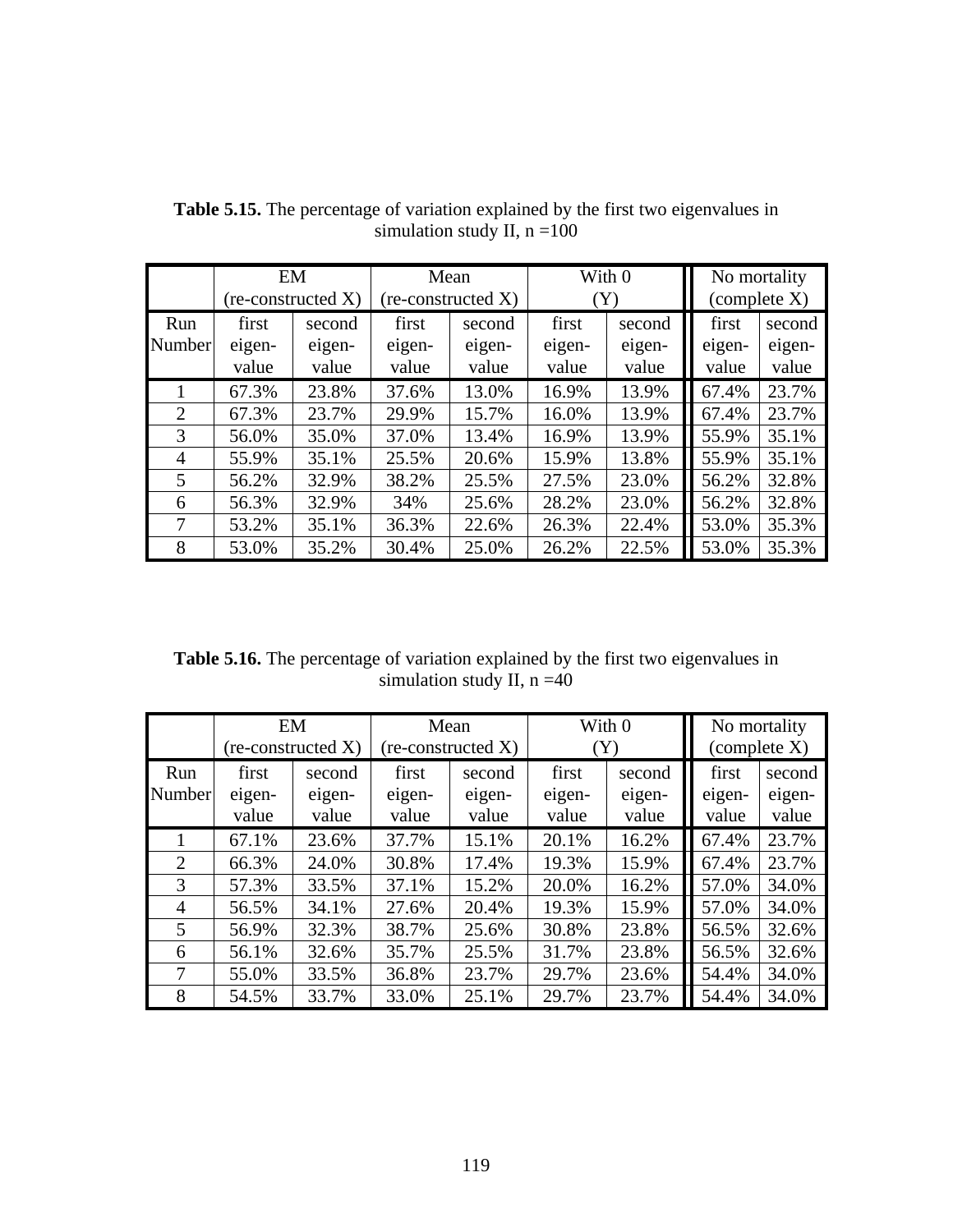**Table 5.15.** The percentage of variation explained by the first two eigenvalues in simulation study II, n =100

| | EM (re-constructed X) | | Mean (re-constructed X) | | With 0 (Y) | | No mortality (complete X) | |
|---|---|---|---|---|---|---|---|---|
| Run Number | first eigen-value | second eigen-value | first eigen-value | second eigen-value | first eigen-value | second eigen-value | first eigen-value | second eigen-value |
| 1 | 67.3% | 23.8% | 37.6% | 13.0% | 16.9% | 13.9% | 67.4% | 23.7% |
| 2 | 67.3% | 23.7% | 29.9% | 15.7% | 16.0% | 13.9% | 67.4% | 23.7% |
| 3 | 56.0% | 35.0% | 37.0% | 13.4% | 16.9% | 13.9% | 55.9% | 35.1% |
| 4 | 55.9% | 35.1% | 25.5% | 20.6% | 15.9% | 13.8% | 55.9% | 35.1% |
| 5 | 56.2% | 32.9% | 38.2% | 25.5% | 27.5% | 23.0% | 56.2% | 32.8% |
| 6 | 56.3% | 32.9% | 34% | 25.6% | 28.2% | 23.0% | 56.2% | 32.8% |
| 7 | 53.2% | 35.1% | 36.3% | 22.6% | 26.3% | 22.4% | 53.0% | 35.3% |
| 8 | 53.0% | 35.2% | 30.4% | 25.0% | 26.2% | 22.5% | 53.0% | 35.3% |

**Table 5.16.** The percentage of variation explained by the first two eigenvalues in simulation study II, n =40

| | EM (re-constructed X) | | Mean (re-constructed X) | | With 0 (Y) | | No mortality (complete X) | |
|---|---|---|---|---|---|---|---|---|
| Run Number | first eigen-value | second eigen-value | first eigen-value | second eigen-value | first eigen-value | second eigen-value | first eigen-value | second eigen-value |
| 1 | 67.1% | 23.6% | 37.7% | 15.1% | 20.1% | 16.2% | 67.4% | 23.7% |
| 2 | 66.3% | 24.0% | 30.8% | 17.4% | 19.3% | 15.9% | 67.4% | 23.7% |
| 3 | 57.3% | 33.5% | 37.1% | 15.2% | 20.0% | 16.2% | 57.0% | 34.0% |
| 4 | 56.5% | 34.1% | 27.6% | 20.4% | 19.3% | 15.9% | 57.0% | 34.0% |
| 5 | 56.9% | 32.3% | 38.7% | 25.6% | 30.8% | 23.8% | 56.5% | 32.6% |
| 6 | 56.1% | 32.6% | 35.7% | 25.5% | 31.7% | 23.8% | 56.5% | 32.6% |
| 7 | 55.0% | 33.5% | 36.8% | 23.7% | 29.7% | 23.6% | 54.4% | 34.0% |
| 8 | 54.5% | 33.7% | 33.0% | 25.1% | 29.7% | 23.7% | 54.4% | 34.0% |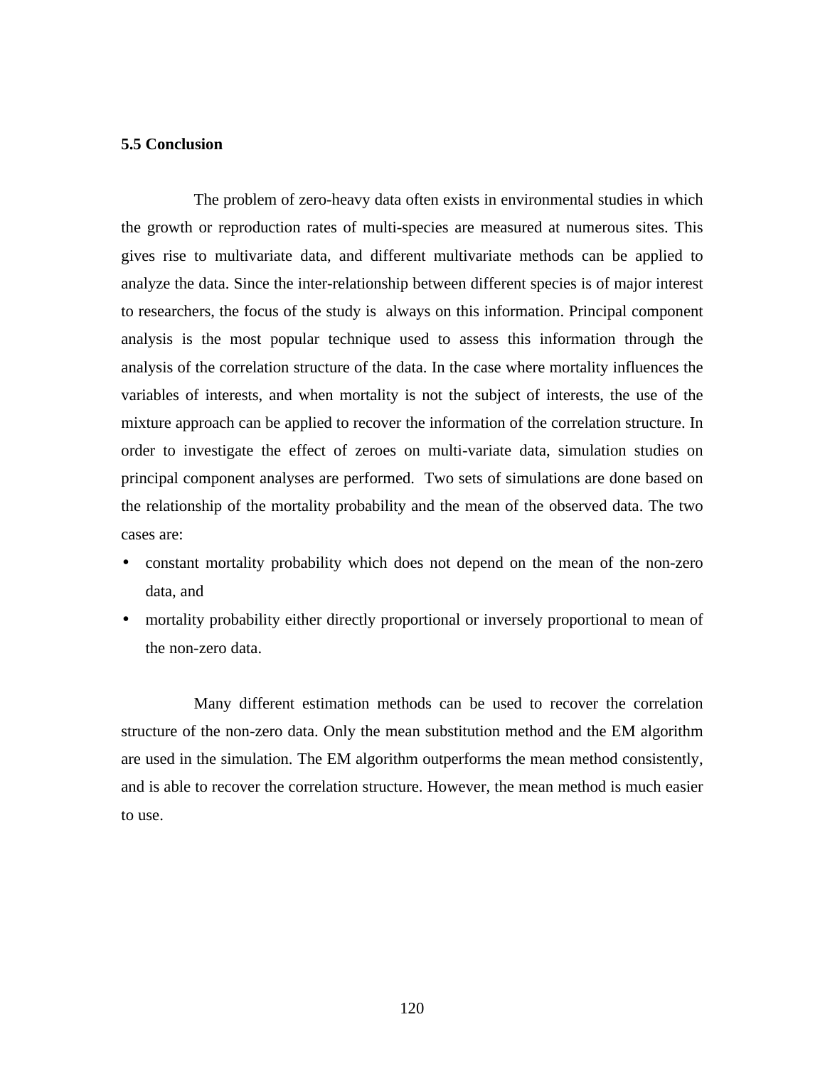### 5.5 Conclusion

The problem of zero-heavy data often exists in environmental studies in which the growth or reproduction rates of multi-species are measured at numerous sites. This gives rise to multivariate data, and different multivariate methods can be applied to analyze the data. Since the inter-relationship between different species is of major interest to researchers, the focus of the study is always on this information. Principal component analysis is the most popular technique used to assess this information through the analysis of the correlation structure of the data. In the case where mortality influences the variables of interests, and when mortality is not the subject of interests, the use of the mixture approach can be applied to recover the information of the correlation structure. In order to investigate the effect of zeroes on multi-variate data, simulation studies on principal component analyses are performed. Two sets of simulations are done based on the relationship of the mortality probability and the mean of the observed data. The two cases are:

- constant mortality probability which does not depend on the mean of the non-zero data, and
- mortality probability either directly proportional or inversely proportional to mean of the non-zero data.

Many different estimation methods can be used to recover the correlation structure of the non-zero data. Only the mean substitution method and the EM algorithm are used in the simulation. The EM algorithm outperforms the mean method consistently, and is able to recover the correlation structure. However, the mean method is much easier to use.